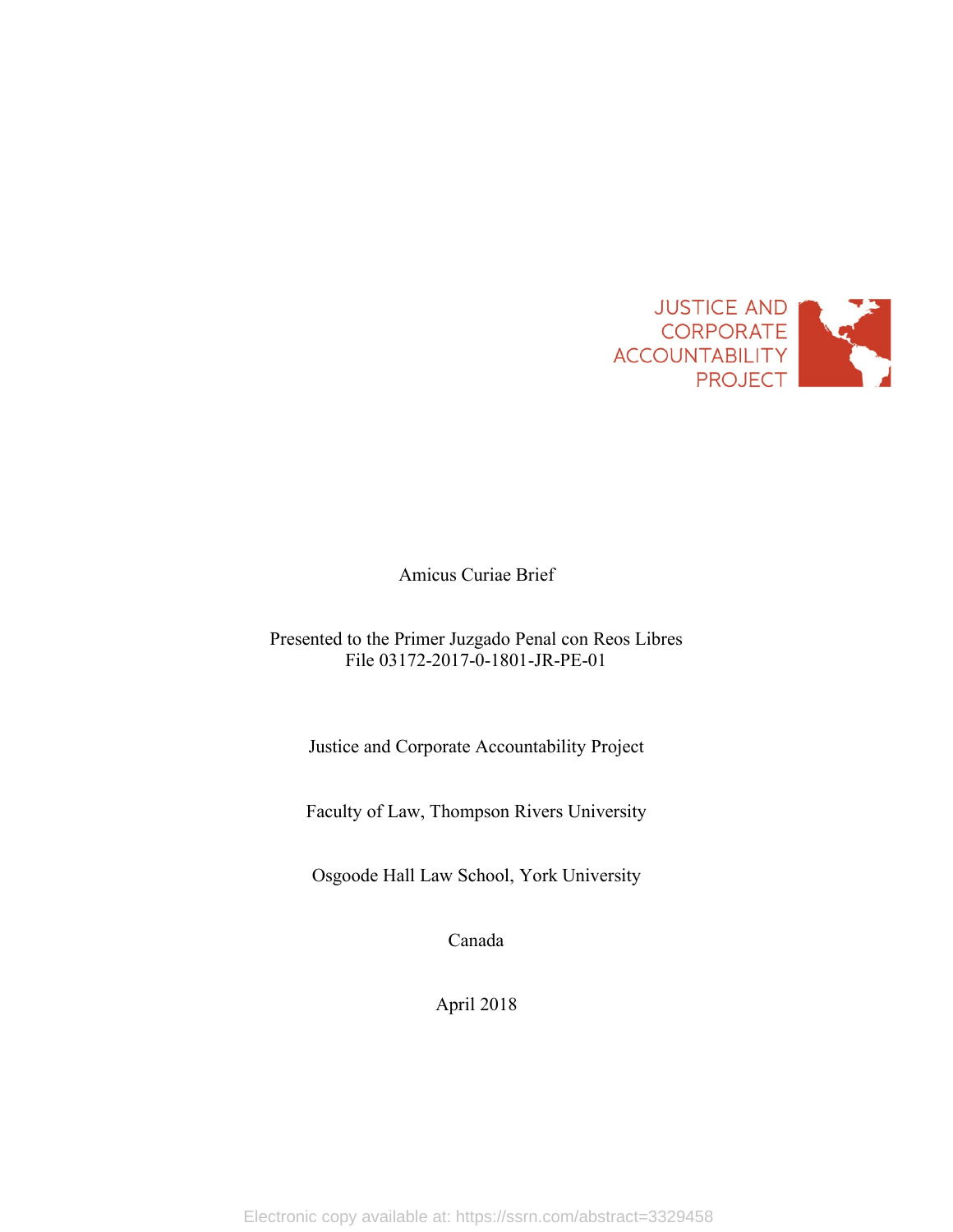JUSTICE AND CORPORATE ACCOUNTABILITY PROJECT

Amicus Curiae Brief

Presented to the Primer Juzgado Penal con Reos Libres
File 03172-2017-0-1801-JR-PE-01

Justice and Corporate Accountability Project

Faculty of Law, Thompson Rivers University

Osgoode Hall Law School, York University

Canada

April 2018

Electronic copy available at: https://ssrn.com/abstract=3329458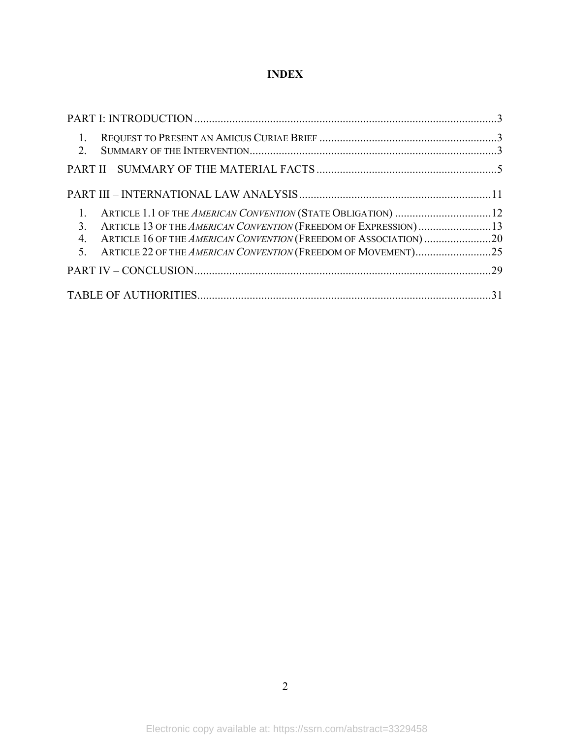# INDEX

PART I: INTRODUCTION ........................................................................................................3

1. REQUEST TO PRESENT AN AMICUS CURIAE BRIEF ............................................................3
2. SUMMARY OF THE INTERVENTION....................................................................................3

PART II – SUMMARY OF THE MATERIAL FACTS ..............................................................5

PART III – INTERNATIONAL LAW ANALYSIS ..................................................................11

1. ARTICLE 1.1 OF THE *AMERICAN CONVENTION* (STATE OBLIGATION) .................................12
3. ARTICLE 13 OF THE *AMERICAN CONVENTION* (FREEDOM OF EXPRESSION) .........................13
4. ARTICLE 16 OF THE *AMERICAN CONVENTION* (FREEDOM OF ASSOCIATION) .......................20
5. ARTICLE 22 OF THE *AMERICAN CONVENTION* (FREEDOM OF MOVEMENT)..........................25

PART IV – CONCLUSION......................................................................................................29

TABLE OF AUTHORITIES.....................................................................................................31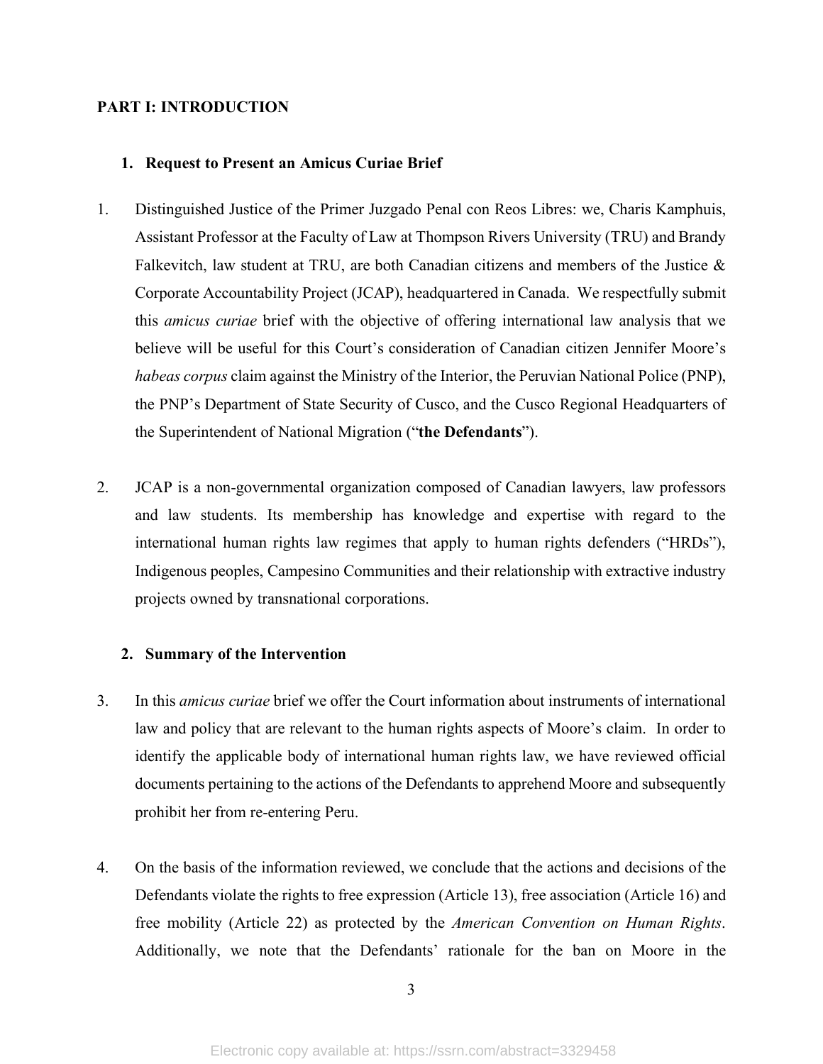## PART I: INTRODUCTION

### 1. Request to Present an Amicus Curiae Brief

1. Distinguished Justice of the Primer Juzgado Penal con Reos Libres: we, Charis Kamphuis, Assistant Professor at the Faculty of Law at Thompson Rivers University (TRU) and Brandy Falkevitch, law student at TRU, are both Canadian citizens and members of the Justice & Corporate Accountability Project (JCAP), headquartered in Canada. We respectfully submit this *amicus curiae* brief with the objective of offering international law analysis that we believe will be useful for this Court's consideration of Canadian citizen Jennifer Moore's *habeas corpus* claim against the Ministry of the Interior, the Peruvian National Police (PNP), the PNP's Department of State Security of Cusco, and the Cusco Regional Headquarters of the Superintendent of National Migration ("**the Defendants**").

2. JCAP is a non-governmental organization composed of Canadian lawyers, law professors and law students. Its membership has knowledge and expertise with regard to the international human rights law regimes that apply to human rights defenders ("HRDs"), Indigenous peoples, Campesino Communities and their relationship with extractive industry projects owned by transnational corporations.

### 2. Summary of the Intervention

3. In this *amicus curiae* brief we offer the Court information about instruments of international law and policy that are relevant to the human rights aspects of Moore's claim. In order to identify the applicable body of international human rights law, we have reviewed official documents pertaining to the actions of the Defendants to apprehend Moore and subsequently prohibit her from re-entering Peru.

4. On the basis of the information reviewed, we conclude that the actions and decisions of the Defendants violate the rights to free expression (Article 13), free association (Article 16) and free mobility (Article 22) as protected by the *American Convention on Human Rights*. Additionally, we note that the Defendants' rationale for the ban on Moore in the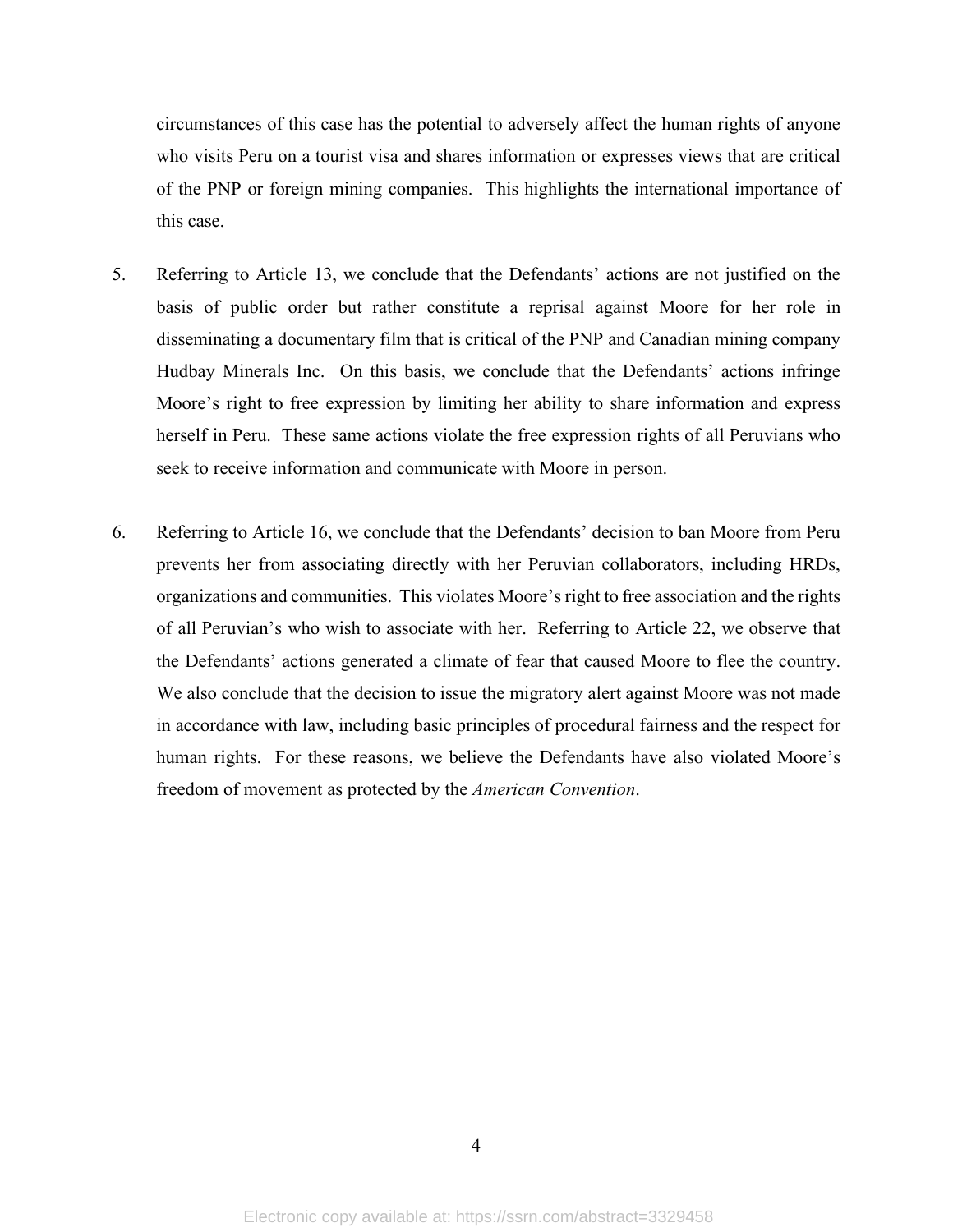circumstances of this case has the potential to adversely affect the human rights of anyone who visits Peru on a tourist visa and shares information or expresses views that are critical of the PNP or foreign mining companies. This highlights the international importance of this case.

5. Referring to Article 13, we conclude that the Defendants' actions are not justified on the basis of public order but rather constitute a reprisal against Moore for her role in disseminating a documentary film that is critical of the PNP and Canadian mining company Hudbay Minerals Inc. On this basis, we conclude that the Defendants' actions infringe Moore's right to free expression by limiting her ability to share information and express herself in Peru. These same actions violate the free expression rights of all Peruvians who seek to receive information and communicate with Moore in person.

6. Referring to Article 16, we conclude that the Defendants' decision to ban Moore from Peru prevents her from associating directly with her Peruvian collaborators, including HRDs, organizations and communities. This violates Moore's right to free association and the rights of all Peruvian's who wish to associate with her. Referring to Article 22, we observe that the Defendants' actions generated a climate of fear that caused Moore to flee the country. We also conclude that the decision to issue the migratory alert against Moore was not made in accordance with law, including basic principles of procedural fairness and the respect for human rights. For these reasons, we believe the Defendants have also violated Moore's freedom of movement as protected by the *American Convention*.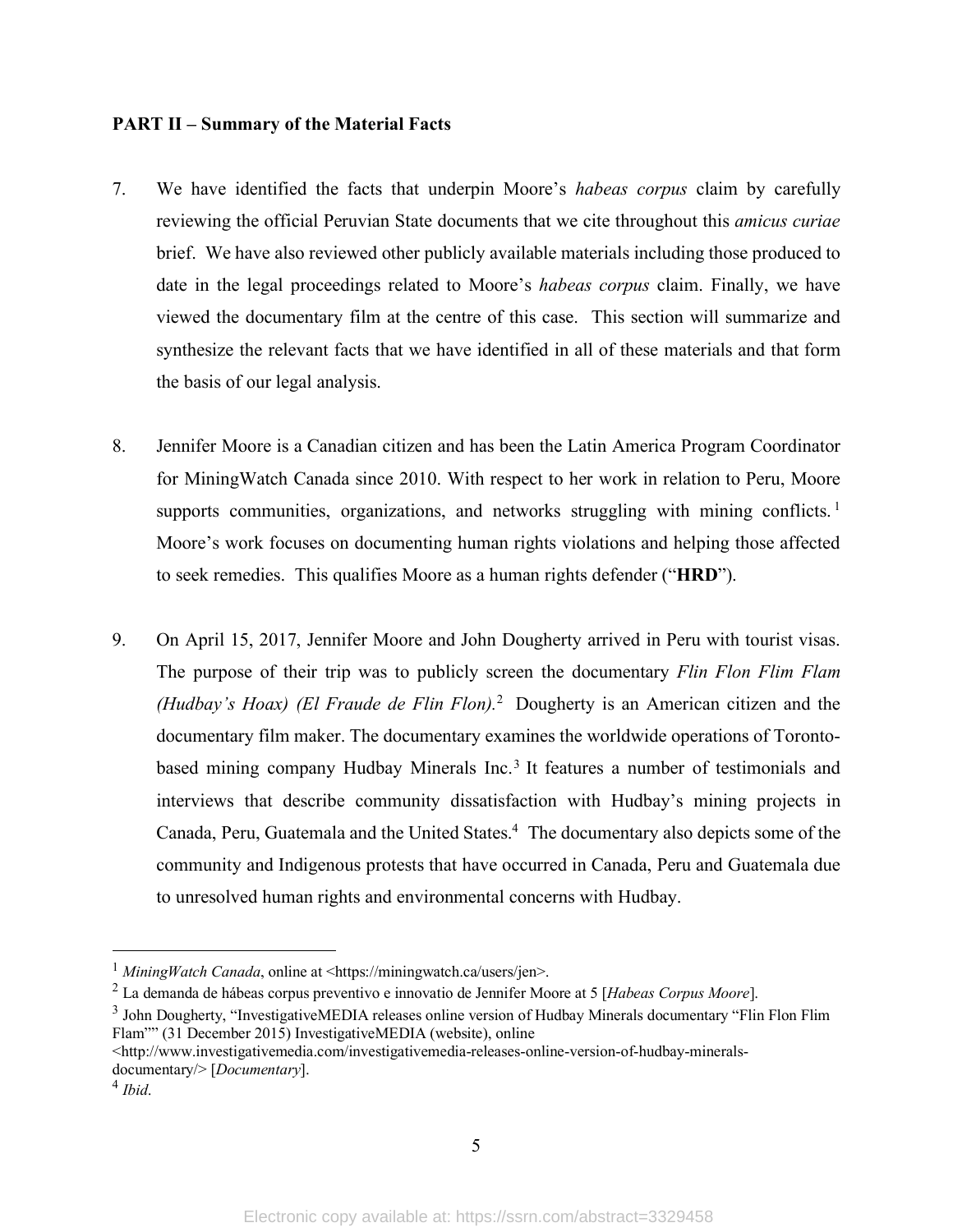**PART II – Summary of the Material Facts**

7. We have identified the facts that underpin Moore's *habeas corpus* claim by carefully reviewing the official Peruvian State documents that we cite throughout this *amicus curiae* brief. We have also reviewed other publicly available materials including those produced to date in the legal proceedings related to Moore's *habeas corpus* claim. Finally, we have viewed the documentary film at the centre of this case. This section will summarize and synthesize the relevant facts that we have identified in all of these materials and that form the basis of our legal analysis.

8. Jennifer Moore is a Canadian citizen and has been the Latin America Program Coordinator for MiningWatch Canada since 2010. With respect to her work in relation to Peru, Moore supports communities, organizations, and networks struggling with mining conflicts.[1] Moore's work focuses on documenting human rights violations and helping those affected to seek remedies. This qualifies Moore as a human rights defender ("**HRD**").

9. On April 15, 2017, Jennifer Moore and John Dougherty arrived in Peru with tourist visas. The purpose of their trip was to publicly screen the documentary *Flin Flon Flim Flam (Hudbay's Hoax) (El Fraude de Flin Flon).*[2] Dougherty is an American citizen and the documentary film maker. The documentary examines the worldwide operations of Toronto-based mining company Hudbay Minerals Inc.[3] It features a number of testimonials and interviews that describe community dissatisfaction with Hudbay's mining projects in Canada, Peru, Guatemala and the United States.[4] The documentary also depicts some of the community and Indigenous protests that have occurred in Canada, Peru and Guatemala due to unresolved human rights and environmental concerns with Hudbay.

---

[1] *MiningWatch Canada*, online at <https://miningwatch.ca/users/jen>.

[2] La demanda de hábeas corpus preventivo e innovatio de Jennifer Moore at 5 [*Habeas Corpus Moore*].

[3] John Dougherty, "InvestigativeMEDIA releases online version of Hudbay Minerals documentary "Flin Flon Flim Flam"" (31 December 2015) InvestigativeMEDIA (website), online <http://www.investigativemedia.com/investigativemedia-releases-online-version-of-hudbay-minerals-documentary/> [*Documentary*].

[4] *Ibid*.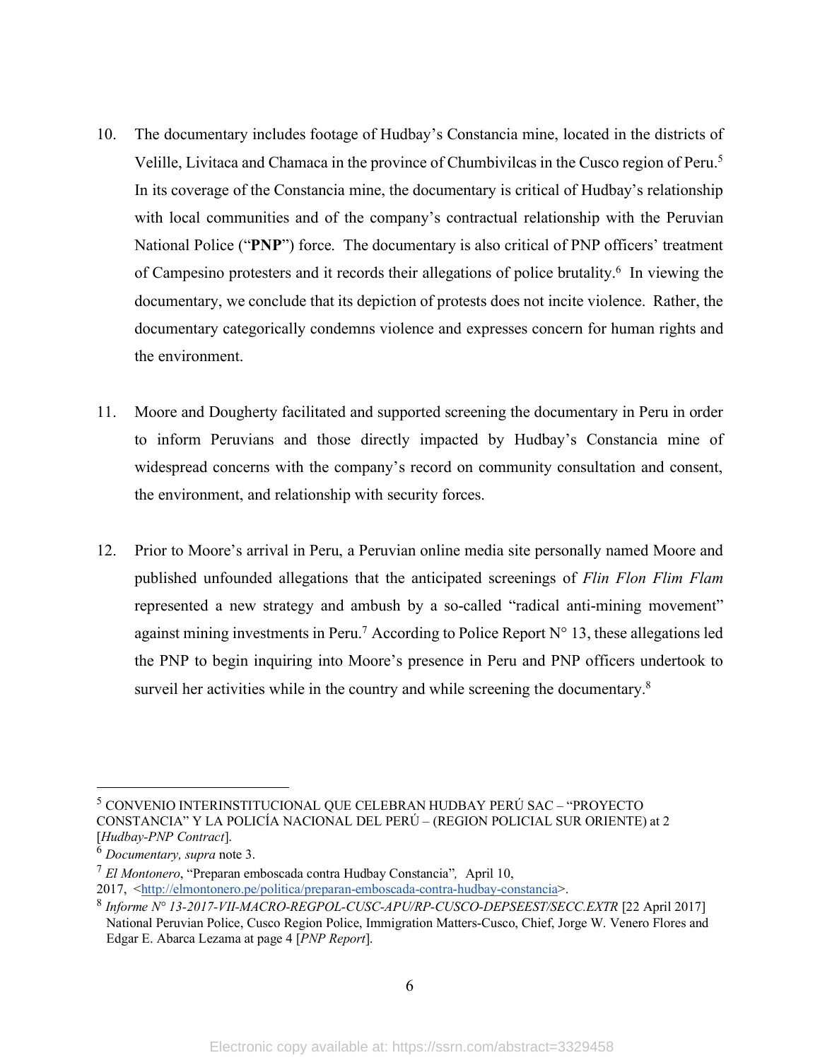10. The documentary includes footage of Hudbay's Constancia mine, located in the districts of Velille, Livitaca and Chamaca in the province of Chumbivilcas in the Cusco region of Peru.[5] In its coverage of the Constancia mine, the documentary is critical of Hudbay's relationship with local communities and of the company's contractual relationship with the Peruvian National Police ("**PNP**") force. The documentary is also critical of PNP officers' treatment of Campesino protesters and it records their allegations of police brutality.[6] In viewing the documentary, we conclude that its depiction of protests does not incite violence. Rather, the documentary categorically condemns violence and expresses concern for human rights and the environment.

11. Moore and Dougherty facilitated and supported screening the documentary in Peru in order to inform Peruvians and those directly impacted by Hudbay's Constancia mine of widespread concerns with the company's record on community consultation and consent, the environment, and relationship with security forces.

12. Prior to Moore's arrival in Peru, a Peruvian online media site personally named Moore and published unfounded allegations that the anticipated screenings of *Flin Flon Flim Flam* represented a new strategy and ambush by a so-called "radical anti-mining movement" against mining investments in Peru.[7] According to Police Report N° 13, these allegations led the PNP to begin inquiring into Moore's presence in Peru and PNP officers undertook to surveil her activities while in the country and while screening the documentary.[8]

---

[5] CONVENIO INTERINSTITUCIONAL QUE CELEBRAN HUDBAY PERÚ SAC – "PROYECTO CONSTANCIA" Y LA POLICÍA NACIONAL DEL PERÚ – (REGION POLICIAL SUR ORIENTE) at 2 [*Hudbay-PNP Contract*].

[6] *Documentary, supra* note 3.

[7] *El Montonero*, "Preparan emboscada contra Hudbay Constancia", April 10, 2017, <http://elmontonero.pe/politica/preparan-emboscada-contra-hudbay-constancia>.

[8] *Informe N° 13-2017-VII-MACRO-REGPOL-CUSC-APU/RP-CUSCO-DEPSEEST/SECC.EXTR* [22 April 2017] National Peruvian Police, Cusco Region Police, Immigration Matters-Cusco, Chief, Jorge W. Venero Flores and Edgar E. Abarca Lezama at page 4 [*PNP Report*].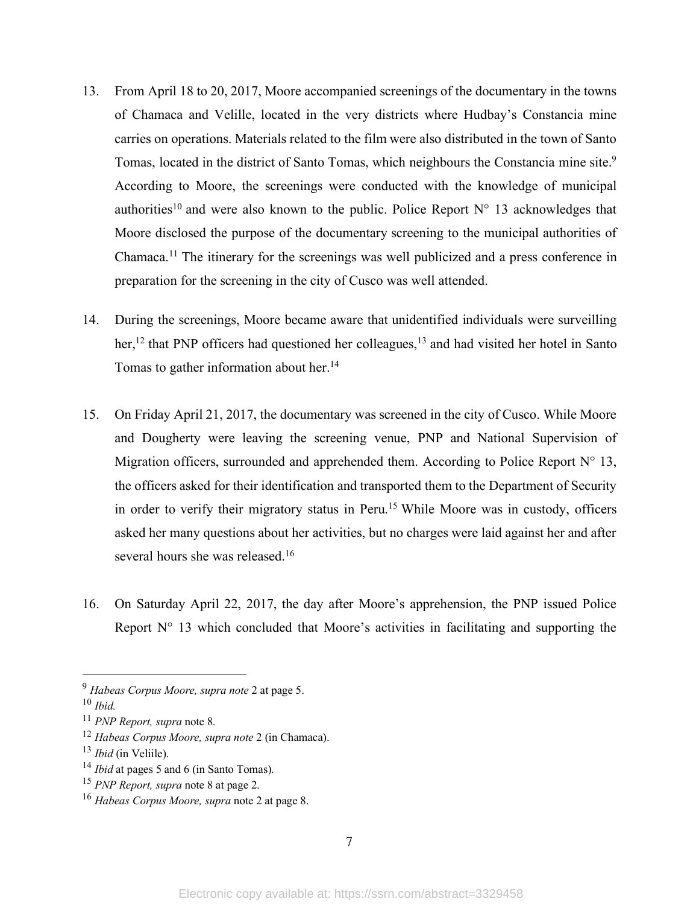13. From April 18 to 20, 2017, Moore accompanied screenings of the documentary in the towns of Chamaca and Velille, located in the very districts where Hudbay's Constancia mine carries on operations. Materials related to the film were also distributed in the town of Santo Tomas, located in the district of Santo Tomas, which neighbours the Constancia mine site.[9] According to Moore, the screenings were conducted with the knowledge of municipal authorities[10] and were also known to the public. Police Report N° 13 acknowledges that Moore disclosed the purpose of the documentary screening to the municipal authorities of Chamaca.[11] The itinerary for the screenings was well publicized and a press conference in preparation for the screening in the city of Cusco was well attended.

14. During the screenings, Moore became aware that unidentified individuals were surveilling her,[12] that PNP officers had questioned her colleagues,[13] and had visited her hotel in Santo Tomas to gather information about her.[14]

15. On Friday April 21, 2017, the documentary was screened in the city of Cusco. While Moore and Dougherty were leaving the screening venue, PNP and National Supervision of Migration officers, surrounded and apprehended them. According to Police Report N° 13, the officers asked for their identification and transported them to the Department of Security in order to verify their migratory status in Peru.[15] While Moore was in custody, officers asked her many questions about her activities, but no charges were laid against her and after several hours she was released.[16]

16. On Saturday April 22, 2017, the day after Moore's apprehension, the PNP issued Police Report N° 13 which concluded that Moore's activities in facilitating and supporting the

---

[9] *Habeas Corpus Moore, supra note* 2 at page 5.

[10] *Ibid.*

[11] *PNP Report, supra* note 8.

[12] *Habeas Corpus Moore, supra note* 2 (in Chamaca).

[13] *Ibid* (in Veliile).

[14] *Ibid* at pages 5 and 6 (in Santo Tomas).

[15] *PNP Report, supra* note 8 at page 2.

[16] *Habeas Corpus Moore, supra* note 2 at page 8.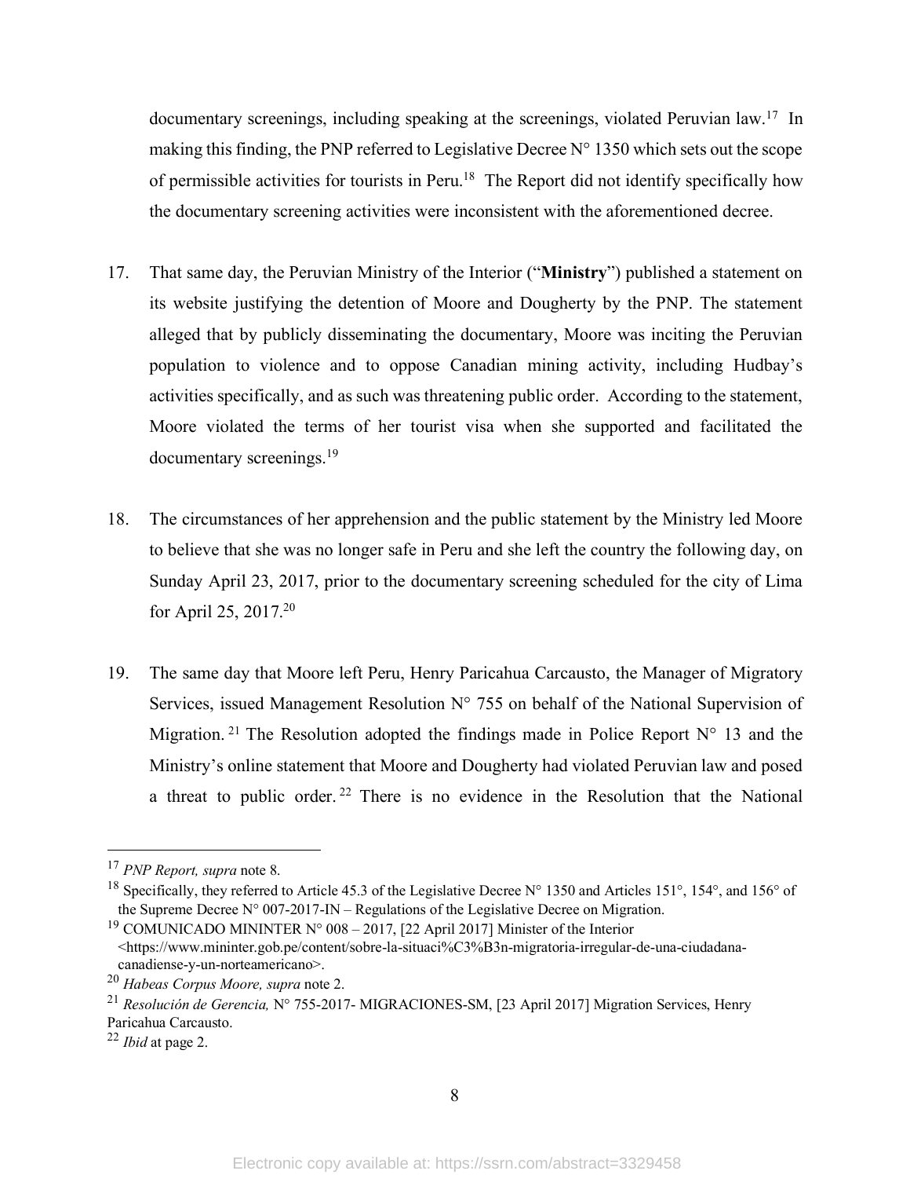documentary screenings, including speaking at the screenings, violated Peruvian law.[17] In making this finding, the PNP referred to Legislative Decree N° 1350 which sets out the scope of permissible activities for tourists in Peru.[18] The Report did not identify specifically how the documentary screening activities were inconsistent with the aforementioned decree.

17. That same day, the Peruvian Ministry of the Interior ("**Ministry**") published a statement on its website justifying the detention of Moore and Dougherty by the PNP. The statement alleged that by publicly disseminating the documentary, Moore was inciting the Peruvian population to violence and to oppose Canadian mining activity, including Hudbay's activities specifically, and as such was threatening public order. According to the statement, Moore violated the terms of her tourist visa when she supported and facilitated the documentary screenings.[19]

18. The circumstances of her apprehension and the public statement by the Ministry led Moore to believe that she was no longer safe in Peru and she left the country the following day, on Sunday April 23, 2017, prior to the documentary screening scheduled for the city of Lima for April 25, 2017.[20]

19. The same day that Moore left Peru, Henry Paricahua Carcausto, the Manager of Migratory Services, issued Management Resolution N° 755 on behalf of the National Supervision of Migration.[21] The Resolution adopted the findings made in Police Report N° 13 and the Ministry's online statement that Moore and Dougherty had violated Peruvian law and posed a threat to public order.[22] There is no evidence in the Resolution that the National

---

[17] *PNP Report, supra* note 8.

[18] Specifically, they referred to Article 45.3 of the Legislative Decree N° 1350 and Articles 151°, 154°, and 156° of the Supreme Decree N° 007-2017-IN – Regulations of the Legislative Decree on Migration.

[19] COMUNICADO MININTER N° 008 – 2017, [22 April 2017] Minister of the Interior <https://www.mininter.gob.pe/content/sobre-la-situaci%C3%B3n-migratoria-irregular-de-una-ciudadana-canadiense-y-un-norteamericano>.

[20] *Habeas Corpus Moore, supra* note 2.

[21] *Resolución de Gerencia,* N° 755-2017- MIGRACIONES-SM, [23 April 2017] Migration Services, Henry Paricahua Carcausto.

[22] *Ibid* at page 2.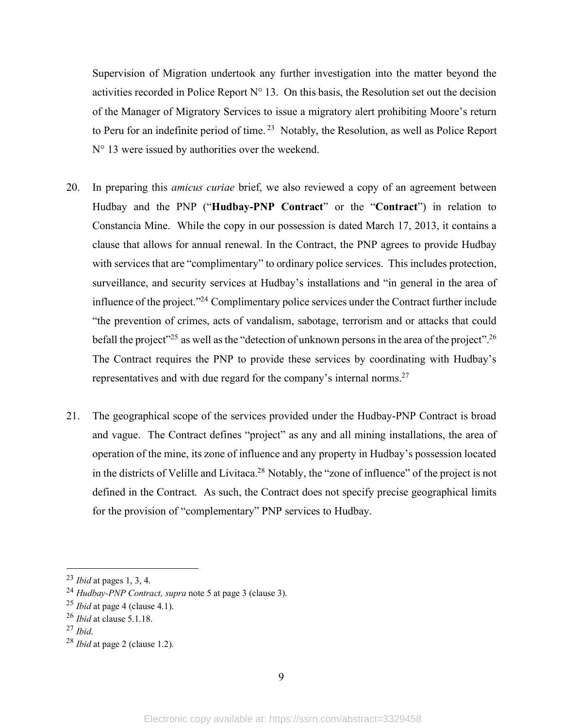Supervision of Migration undertook any further investigation into the matter beyond the activities recorded in Police Report N° 13. On this basis, the Resolution set out the decision of the Manager of Migratory Services to issue a migratory alert prohibiting Moore's return to Peru for an indefinite period of time.[23] Notably, the Resolution, as well as Police Report N° 13 were issued by authorities over the weekend.

20. In preparing this *amicus curiae* brief, we also reviewed a copy of an agreement between Hudbay and the PNP ("**Hudbay-PNP Contract**" or the "**Contract**") in relation to Constancia Mine. While the copy in our possession is dated March 17, 2013, it contains a clause that allows for annual renewal. In the Contract, the PNP agrees to provide Hudbay with services that are "complimentary" to ordinary police services. This includes protection, surveillance, and security services at Hudbay's installations and "in general in the area of influence of the project."[24] Complimentary police services under the Contract further include "the prevention of crimes, acts of vandalism, sabotage, terrorism and or attacks that could befall the project"[25] as well as the "detection of unknown persons in the area of the project".[26] The Contract requires the PNP to provide these services by coordinating with Hudbay's representatives and with due regard for the company's internal norms.[27]

21. The geographical scope of the services provided under the Hudbay-PNP Contract is broad and vague. The Contract defines "project" as any and all mining installations, the area of operation of the mine, its zone of influence and any property in Hudbay's possession located in the districts of Velille and Livitaca.[28] Notably, the "zone of influence" of the project is not defined in the Contract. As such, the Contract does not specify precise geographical limits for the provision of "complementary" PNP services to Hudbay.

---

[23] *Ibid* at pages 1, 3, 4.

[24] *Hudbay-PNP Contract, supra* note 5 at page 3 (clause 3).

[25] *Ibid* at page 4 (clause 4.1).

[26] *Ibid* at clause 5.1.18.

[27] *Ibid*.

[28] *Ibid* at page 2 (clause 1.2).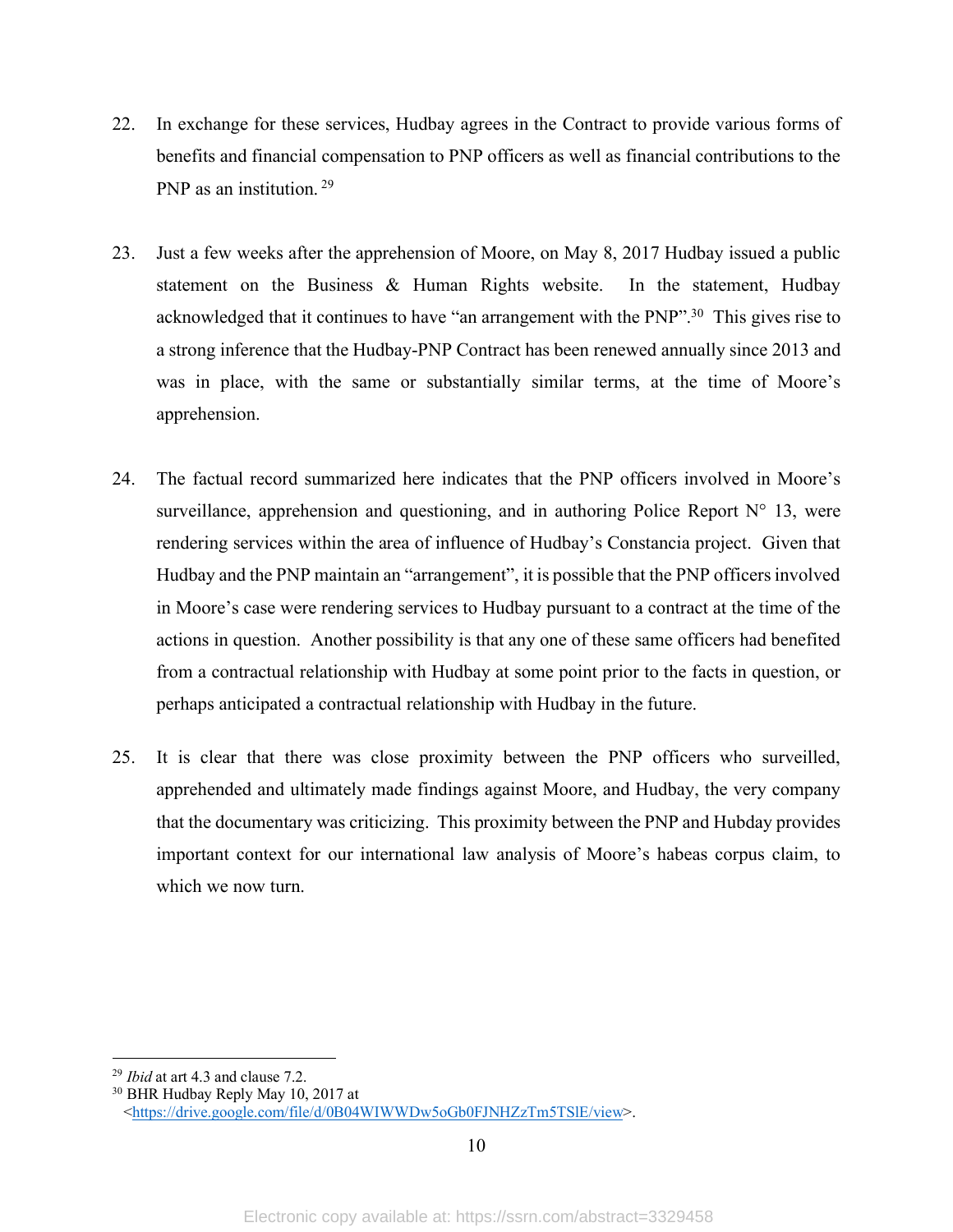22. In exchange for these services, Hudbay agrees in the Contract to provide various forms of benefits and financial compensation to PNP officers as well as financial contributions to the PNP as an institution. [29]

23. Just a few weeks after the apprehension of Moore, on May 8, 2017 Hudbay issued a public statement on the Business & Human Rights website. In the statement, Hudbay acknowledged that it continues to have "an arrangement with the PNP".[30] This gives rise to a strong inference that the Hudbay-PNP Contract has been renewed annually since 2013 and was in place, with the same or substantially similar terms, at the time of Moore's apprehension.

24. The factual record summarized here indicates that the PNP officers involved in Moore's surveillance, apprehension and questioning, and in authoring Police Report N° 13, were rendering services within the area of influence of Hudbay's Constancia project. Given that Hudbay and the PNP maintain an "arrangement", it is possible that the PNP officers involved in Moore's case were rendering services to Hudbay pursuant to a contract at the time of the actions in question. Another possibility is that any one of these same officers had benefited from a contractual relationship with Hudbay at some point prior to the facts in question, or perhaps anticipated a contractual relationship with Hudbay in the future.

25. It is clear that there was close proximity between the PNP officers who surveilled, apprehended and ultimately made findings against Moore, and Hudbay, the very company that the documentary was criticizing. This proximity between the PNP and Hubday provides important context for our international law analysis of Moore's habeas corpus claim, to which we now turn.

---

[29] *Ibid* at art 4.3 and clause 7.2.

[30] BHR Hudbay Reply May 10, 2017 at <https://drive.google.com/file/d/0B04WIWWDw5oGb0FJNHZzTm5TSlE/view>.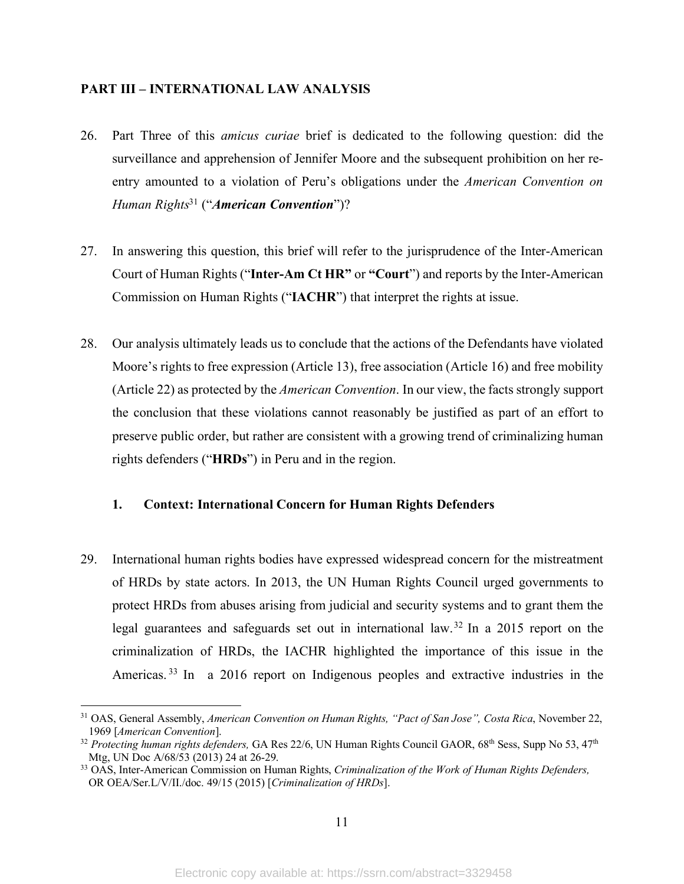## PART III – INTERNATIONAL LAW ANALYSIS

26. Part Three of this *amicus curiae* brief is dedicated to the following question: did the surveillance and apprehension of Jennifer Moore and the subsequent prohibition on her re-entry amounted to a violation of Peru's obligations under the *American Convention on Human Rights*[31] ("***American Convention***")?

27. In answering this question, this brief will refer to the jurisprudence of the Inter-American Court of Human Rights ("**Inter-Am Ct HR"** or **"Court**") and reports by the Inter-American Commission on Human Rights ("**IACHR**") that interpret the rights at issue.

28. Our analysis ultimately leads us to conclude that the actions of the Defendants have violated Moore's rights to free expression (Article 13), free association (Article 16) and free mobility (Article 22) as protected by the *American Convention*. In our view, the facts strongly support the conclusion that these violations cannot reasonably be justified as part of an effort to preserve public order, but rather are consistent with a growing trend of criminalizing human rights defenders ("**HRDs**") in Peru and in the region.

### 1. Context: International Concern for Human Rights Defenders

29. International human rights bodies have expressed widespread concern for the mistreatment of HRDs by state actors. In 2013, the UN Human Rights Council urged governments to protect HRDs from abuses arising from judicial and security systems and to grant them the legal guarantees and safeguards set out in international law.[32] In a 2015 report on the criminalization of HRDs, the IACHR highlighted the importance of this issue in the Americas.[33] In a 2016 report on Indigenous peoples and extractive industries in the

---

[31] OAS, General Assembly, *American Convention on Human Rights, "Pact of San Jose", Costa Rica*, November 22, 1969 [*American Convention*].

[32] *Protecting human rights defenders,* GA Res 22/6, UN Human Rights Council GAOR, 68th Sess, Supp No 53, 47th Mtg, UN Doc A/68/53 (2013) 24 at 26-29.

[33] OAS, Inter-American Commission on Human Rights, *Criminalization of the Work of Human Rights Defenders,* OR OEA/Ser.L/V/II./doc. 49/15 (2015) [*Criminalization of HRDs*].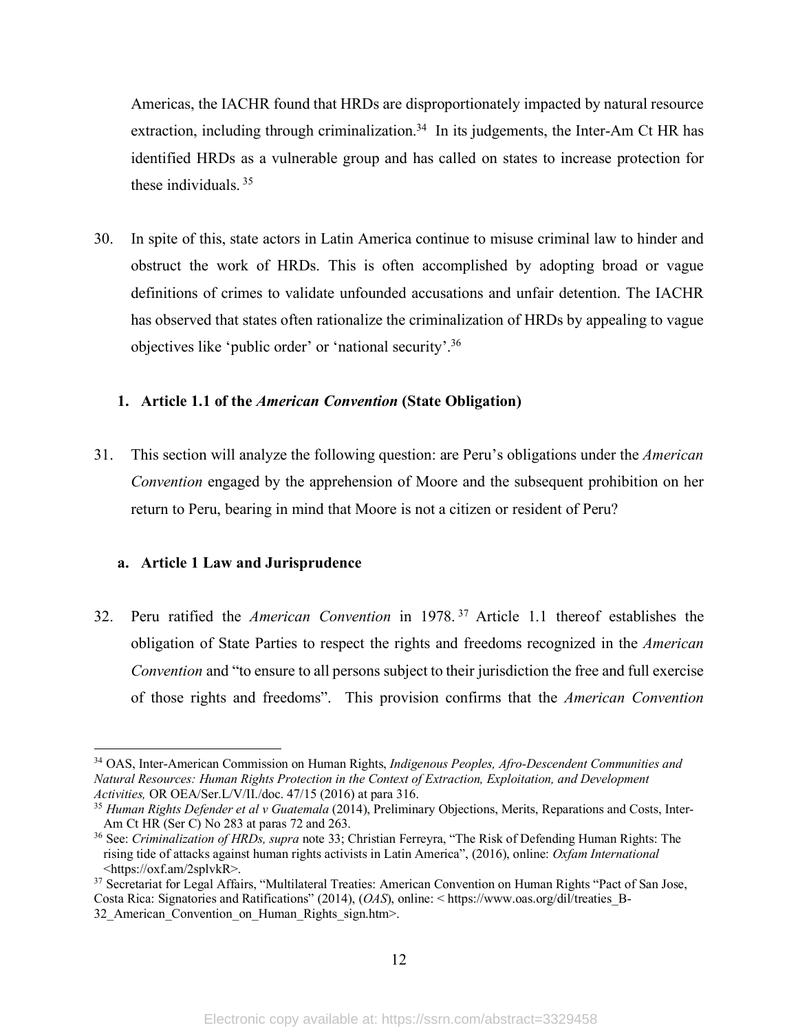Americas, the IACHR found that HRDs are disproportionately impacted by natural resource extraction, including through criminalization.[34] In its judgements, the Inter-Am Ct HR has identified HRDs as a vulnerable group and has called on states to increase protection for these individuals.[35]

30. In spite of this, state actors in Latin America continue to misuse criminal law to hinder and obstruct the work of HRDs. This is often accomplished by adopting broad or vague definitions of crimes to validate unfounded accusations and unfair detention. The IACHR has observed that states often rationalize the criminalization of HRDs by appealing to vague objectives like 'public order' or 'national security'.[36]

### 1. Article 1.1 of the *American Convention* (State Obligation)

31. This section will analyze the following question: are Peru's obligations under the *American Convention* engaged by the apprehension of Moore and the subsequent prohibition on her return to Peru, bearing in mind that Moore is not a citizen or resident of Peru?

#### a. Article 1 Law and Jurisprudence

32. Peru ratified the *American Convention* in 1978.[37] Article 1.1 thereof establishes the obligation of State Parties to respect the rights and freedoms recognized in the *American Convention* and "to ensure to all persons subject to their jurisdiction the free and full exercise of those rights and freedoms". This provision confirms that the *American Convention*

---

[34] OAS, Inter-American Commission on Human Rights, *Indigenous Peoples, Afro-Descendent Communities and Natural Resources: Human Rights Protection in the Context of Extraction, Exploitation, and Development Activities,* OR OEA/Ser.L/V/II./doc. 47/15 (2016) at para 316.

[35] *Human Rights Defender et al v Guatemala* (2014), Preliminary Objections, Merits, Reparations and Costs, Inter-Am Ct HR (Ser C) No 283 at paras 72 and 263.

[36] See: *Criminalization of HRDs, supra* note 33; Christian Ferreyra, "The Risk of Defending Human Rights: The rising tide of attacks against human rights activists in Latin America", (2016), online: *Oxfam International* <https://oxf.am/2splvkR>.

[37] Secretariat for Legal Affairs, "Multilateral Treaties: American Convention on Human Rights "Pact of San Jose, Costa Rica: Signatories and Ratifications" (2014), (*OAS*), online: < https://www.oas.org/dil/treaties_B-32_American_Convention_on_Human_Rights_sign.htm>.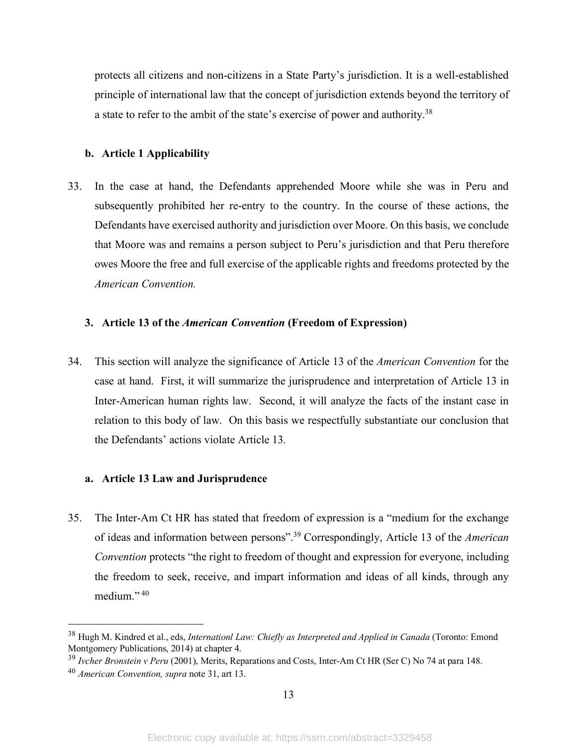protects all citizens and non-citizens in a State Party's jurisdiction. It is a well-established principle of international law that the concept of jurisdiction extends beyond the territory of a state to refer to the ambit of the state's exercise of power and authority.[38]

#### b. Article 1 Applicability

33. In the case at hand, the Defendants apprehended Moore while she was in Peru and subsequently prohibited her re-entry to the country. In the course of these actions, the Defendants have exercised authority and jurisdiction over Moore. On this basis, we conclude that Moore was and remains a person subject to Peru's jurisdiction and that Peru therefore owes Moore the free and full exercise of the applicable rights and freedoms protected by the *American Convention.*

### 3. Article 13 of the *American Convention* (Freedom of Expression)

34. This section will analyze the significance of Article 13 of the *American Convention* for the case at hand. First, it will summarize the jurisprudence and interpretation of Article 13 in Inter-American human rights law. Second, it will analyze the facts of the instant case in relation to this body of law. On this basis we respectfully substantiate our conclusion that the Defendants' actions violate Article 13.

#### a. Article 13 Law and Jurisprudence

35. The Inter-Am Ct HR has stated that freedom of expression is a "medium for the exchange of ideas and information between persons".[39] Correspondingly, Article 13 of the *American Convention* protects "the right to freedom of thought and expression for everyone, including the freedom to seek, receive, and impart information and ideas of all kinds, through any medium."[40]

---

[38] Hugh M. Kindred et al., eds, *Internationl Law: Chiefly as Interpreted and Applied in Canada* (Toronto: Emond Montgomery Publications, 2014) at chapter 4.

[39] *Ivcher Bronstein v Peru* (2001), Merits, Reparations and Costs, Inter-Am Ct HR (Ser C) No 74 at para 148.

[40] *American Convention, supra* note 31, art 13.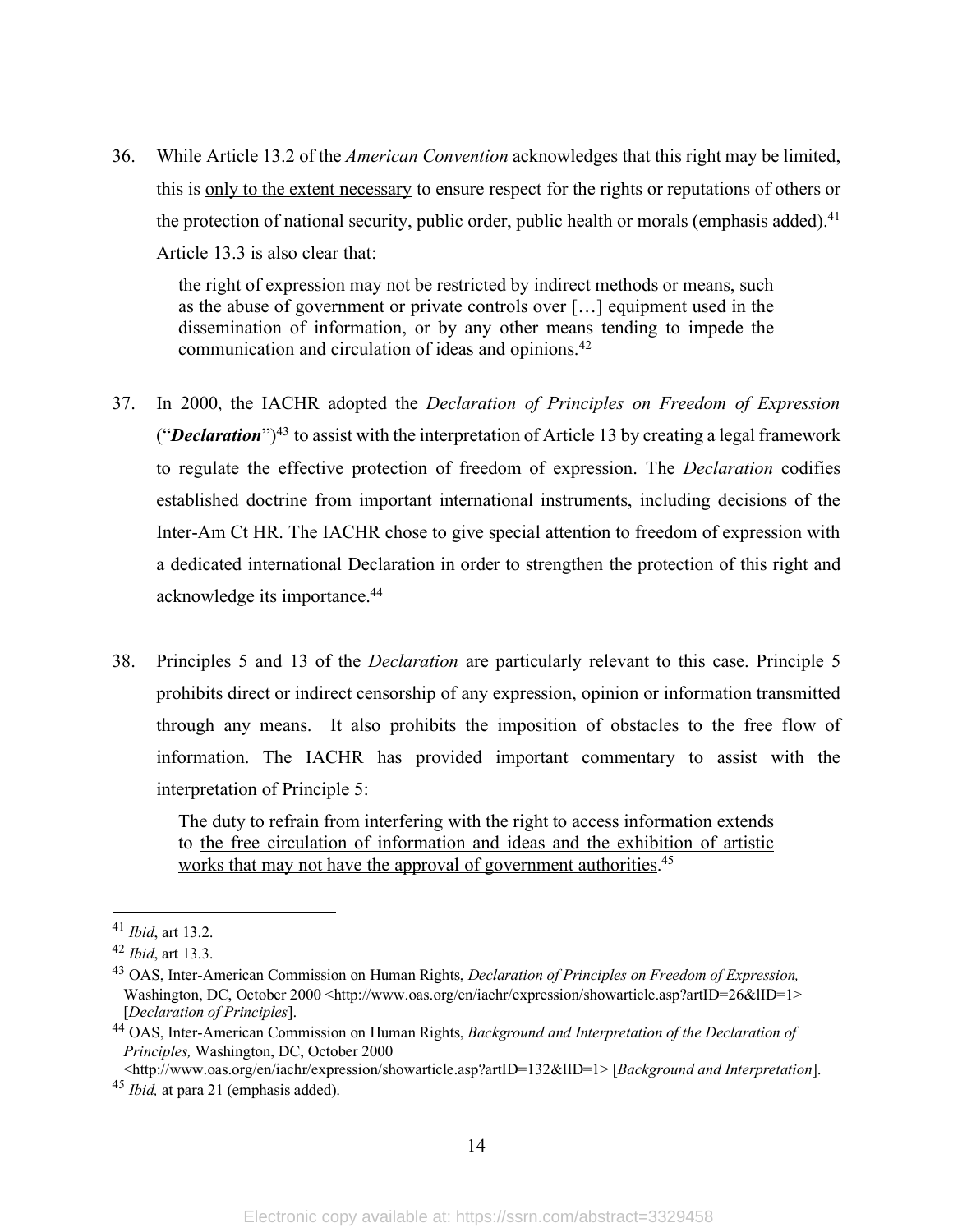36. While Article 13.2 of the *American Convention* acknowledges that this right may be limited, this is <u>only to the extent necessary</u> to ensure respect for the rights or reputations of others or the protection of national security, public order, public health or morals (emphasis added).[41] Article 13.3 is also clear that:

> the right of expression may not be restricted by indirect methods or means, such as the abuse of government or private controls over […] equipment used in the dissemination of information, or by any other means tending to impede the communication and circulation of ideas and opinions.[42]

37. In 2000, the IACHR adopted the *Declaration of Principles on Freedom of Expression* ("***Declaration***")[43] to assist with the interpretation of Article 13 by creating a legal framework to regulate the effective protection of freedom of expression. The *Declaration* codifies established doctrine from important international instruments, including decisions of the Inter-Am Ct HR. The IACHR chose to give special attention to freedom of expression with a dedicated international Declaration in order to strengthen the protection of this right and acknowledge its importance.[44]

38. Principles 5 and 13 of the *Declaration* are particularly relevant to this case. Principle 5 prohibits direct or indirect censorship of any expression, opinion or information transmitted through any means. It also prohibits the imposition of obstacles to the free flow of information. The IACHR has provided important commentary to assist with the interpretation of Principle 5:

> The duty to refrain from interfering with the right to access information extends to <u>the free circulation of information and ideas and the exhibition of artistic works that may not have the approval of government authorities</u>.[45]

---

[41] *Ibid*, art 13.2.

[42] *Ibid*, art 13.3.

[43] OAS, Inter-American Commission on Human Rights, *Declaration of Principles on Freedom of Expression,* Washington, DC, October 2000 <http://www.oas.org/en/iachr/expression/showarticle.asp?artID=26&lID=1> [*Declaration of Principles*].

[44] OAS, Inter-American Commission on Human Rights, *Background and Interpretation of the Declaration of Principles,* Washington, DC, October 2000 <http://www.oas.org/en/iachr/expression/showarticle.asp?artID=132&lID=1> [*Background and Interpretation*].

[45] *Ibid,* at para 21 (emphasis added).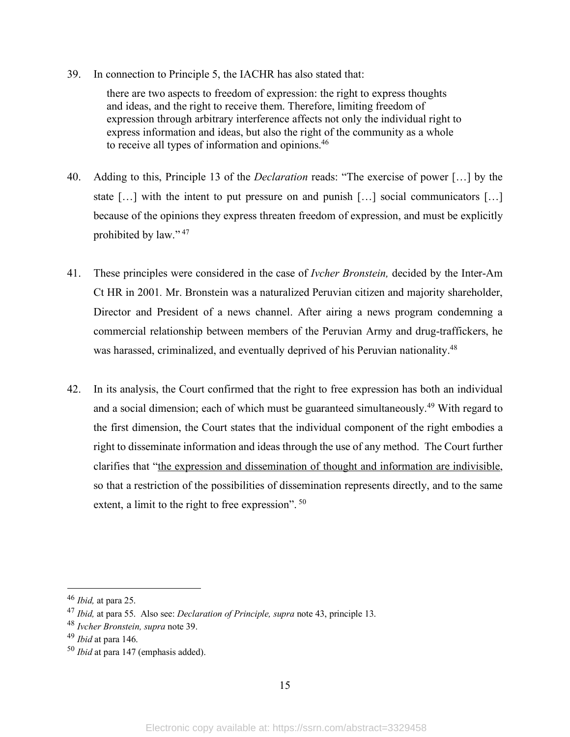39. In connection to Principle 5, the IACHR has also stated that:

> there are two aspects to freedom of expression: the right to express thoughts and ideas, and the right to receive them. Therefore, limiting freedom of expression through arbitrary interference affects not only the individual right to express information and ideas, but also the right of the community as a whole to receive all types of information and opinions.[46]

40. Adding to this, Principle 13 of the *Declaration* reads: "The exercise of power […] by the state […] with the intent to put pressure on and punish […] social communicators […] because of the opinions they express threaten freedom of expression, and must be explicitly prohibited by law." [47]

41. These principles were considered in the case of *Ivcher Bronstein,* decided by the Inter-Am Ct HR in 2001. Mr. Bronstein was a naturalized Peruvian citizen and majority shareholder, Director and President of a news channel. After airing a news program condemning a commercial relationship between members of the Peruvian Army and drug-traffickers, he was harassed, criminalized, and eventually deprived of his Peruvian nationality.[48]

42. In its analysis, the Court confirmed that the right to free expression has both an individual and a social dimension; each of which must be guaranteed simultaneously.[49] With regard to the first dimension, the Court states that the individual component of the right embodies a right to disseminate information and ideas through the use of any method. The Court further clarifies that "<u>the expression and dissemination of thought and information are indivisible</u>, so that a restriction of the possibilities of dissemination represents directly, and to the same extent, a limit to the right to free expression". [50]

---

[46] *Ibid,* at para 25.

[47] *Ibid,* at para 55. Also see: *Declaration of Principle, supra* note 43, principle 13.

[48] *Ivcher Bronstein, supra* note 39.

[49] *Ibid* at para 146.

[50] *Ibid* at para 147 (emphasis added).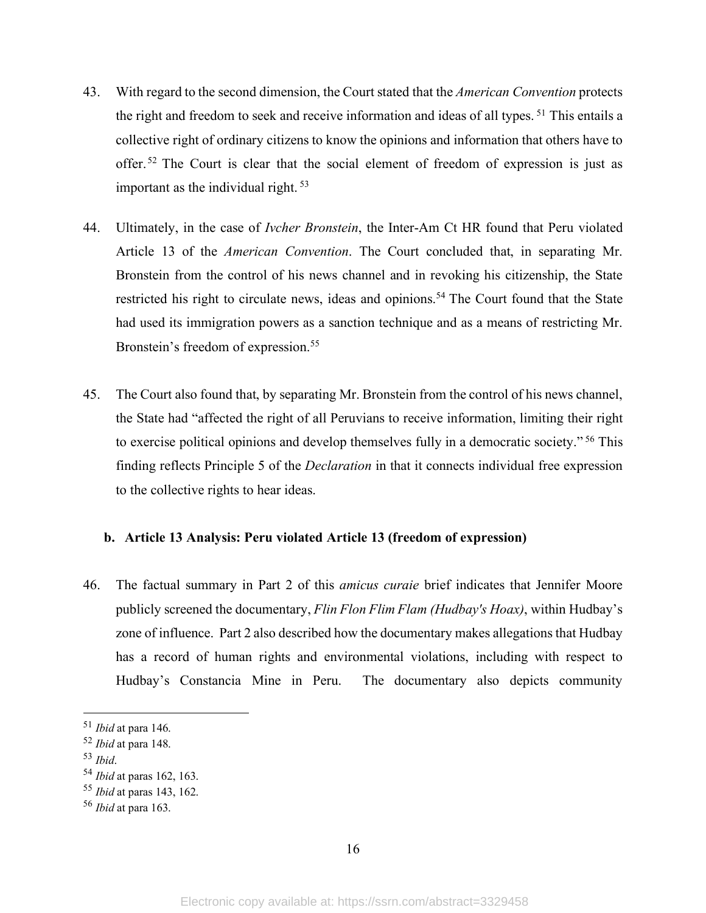43. With regard to the second dimension, the Court stated that the *American Convention* protects the right and freedom to seek and receive information and ideas of all types. [51] This entails a collective right of ordinary citizens to know the opinions and information that others have to offer. [52] The Court is clear that the social element of freedom of expression is just as important as the individual right. [53]

44. Ultimately, in the case of *Ivcher Bronstein*, the Inter-Am Ct HR found that Peru violated Article 13 of the *American Convention*. The Court concluded that, in separating Mr. Bronstein from the control of his news channel and in revoking his citizenship, the State restricted his right to circulate news, ideas and opinions.[54] The Court found that the State had used its immigration powers as a sanction technique and as a means of restricting Mr. Bronstein's freedom of expression.[55]

45. The Court also found that, by separating Mr. Bronstein from the control of his news channel, the State had "affected the right of all Peruvians to receive information, limiting their right to exercise political opinions and develop themselves fully in a democratic society." [56] This finding reflects Principle 5 of the *Declaration* in that it connects individual free expression to the collective rights to hear ideas.

### b. Article 13 Analysis: Peru violated Article 13 (freedom of expression)

46. The factual summary in Part 2 of this *amicus curaie* brief indicates that Jennifer Moore publicly screened the documentary, *Flin Flon Flim Flam (Hudbay's Hoax)*, within Hudbay's zone of influence. Part 2 also described how the documentary makes allegations that Hudbay has a record of human rights and environmental violations, including with respect to Hudbay's Constancia Mine in Peru. The documentary also depicts community

---

[51] *Ibid* at para 146.

[52] *Ibid* at para 148.

[53] *Ibid*.

[54] *Ibid* at paras 162, 163.

[55] *Ibid* at paras 143, 162.

[56] *Ibid* at para 163.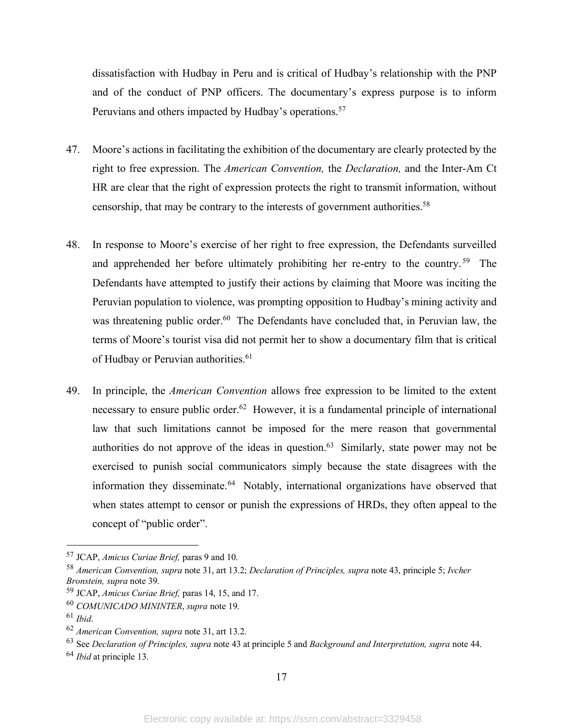dissatisfaction with Hudbay in Peru and is critical of Hudbay's relationship with the PNP and of the conduct of PNP officers. The documentary's express purpose is to inform Peruvians and others impacted by Hudbay's operations.[57]

47. Moore's actions in facilitating the exhibition of the documentary are clearly protected by the right to free expression. The *American Convention,* the *Declaration,* and the Inter-Am Ct HR are clear that the right of expression protects the right to transmit information, without censorship, that may be contrary to the interests of government authorities.[58]

48. In response to Moore's exercise of her right to free expression, the Defendants surveilled and apprehended her before ultimately prohibiting her re-entry to the country.[59] The Defendants have attempted to justify their actions by claiming that Moore was inciting the Peruvian population to violence, was prompting opposition to Hudbay's mining activity and was threatening public order.[60] The Defendants have concluded that, in Peruvian law, the terms of Moore's tourist visa did not permit her to show a documentary film that is critical of Hudbay or Peruvian authorities.[61]

49. In principle, the *American Convention* allows free expression to be limited to the extent necessary to ensure public order.[62] However, it is a fundamental principle of international law that such limitations cannot be imposed for the mere reason that governmental authorities do not approve of the ideas in question.[63] Similarly, state power may not be exercised to punish social communicators simply because the state disagrees with the information they disseminate.[64] Notably, international organizations have observed that when states attempt to censor or punish the expressions of HRDs, they often appeal to the concept of "public order".

---

[57] JCAP, *Amicus Curiae Brief,* paras 9 and 10.

[58] *American Convention, supra* note 31, art 13.2; *Declaration of Principles, supra* note 43, principle 5; *Ivcher Bronstein, supra* note 39.

[59] JCAP, *Amicus Curiae Brief,* paras 14, 15, and 17.

[60] *COMUNICADO MININTER*, *supra* note 19.

[61] *Ibid*.

[62] *American Convention, supra* note 31, art 13.2.

[63] See *Declaration of Principles, supra* note 43 at principle 5 and *Background and Interpretation, supra* note 44.

[64] *Ibid* at principle 13.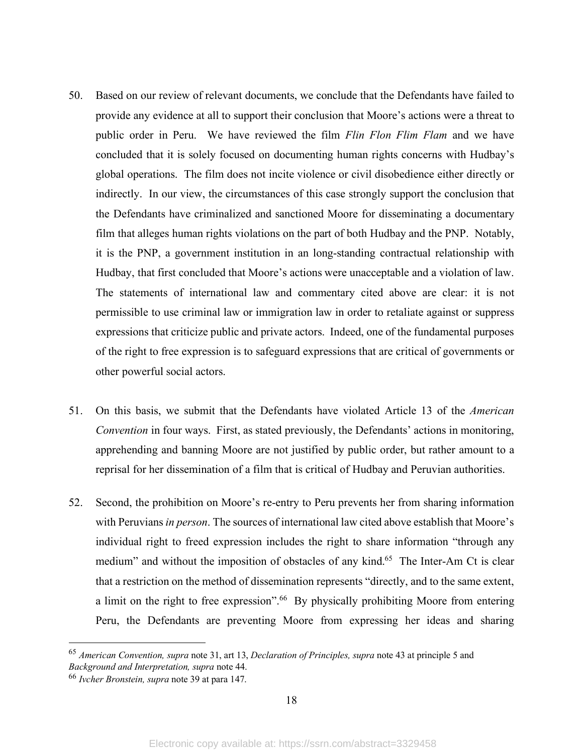50. Based on our review of relevant documents, we conclude that the Defendants have failed to provide any evidence at all to support their conclusion that Moore's actions were a threat to public order in Peru. We have reviewed the film *Flin Flon Flim Flam* and we have concluded that it is solely focused on documenting human rights concerns with Hudbay's global operations. The film does not incite violence or civil disobedience either directly or indirectly. In our view, the circumstances of this case strongly support the conclusion that the Defendants have criminalized and sanctioned Moore for disseminating a documentary film that alleges human rights violations on the part of both Hudbay and the PNP. Notably, it is the PNP, a government institution in an long-standing contractual relationship with Hudbay, that first concluded that Moore's actions were unacceptable and a violation of law. The statements of international law and commentary cited above are clear: it is not permissible to use criminal law or immigration law in order to retaliate against or suppress expressions that criticize public and private actors. Indeed, one of the fundamental purposes of the right to free expression is to safeguard expressions that are critical of governments or other powerful social actors.

51. On this basis, we submit that the Defendants have violated Article 13 of the *American Convention* in four ways. First, as stated previously, the Defendants' actions in monitoring, apprehending and banning Moore are not justified by public order, but rather amount to a reprisal for her dissemination of a film that is critical of Hudbay and Peruvian authorities.

52. Second, the prohibition on Moore's re-entry to Peru prevents her from sharing information with Peruvians *in person*. The sources of international law cited above establish that Moore's individual right to freed expression includes the right to share information "through any medium" and without the imposition of obstacles of any kind.[65] The Inter-Am Ct is clear that a restriction on the method of dissemination represents "directly, and to the same extent, a limit on the right to free expression".[66] By physically prohibiting Moore from entering Peru, the Defendants are preventing Moore from expressing her ideas and sharing

---

[65] *American Convention, supra* note 31, art 13, *Declaration of Principles, supra* note 43 at principle 5 and *Background and Interpretation, supra* note 44.

[66] *Ivcher Bronstein, supra* note 39 at para 147.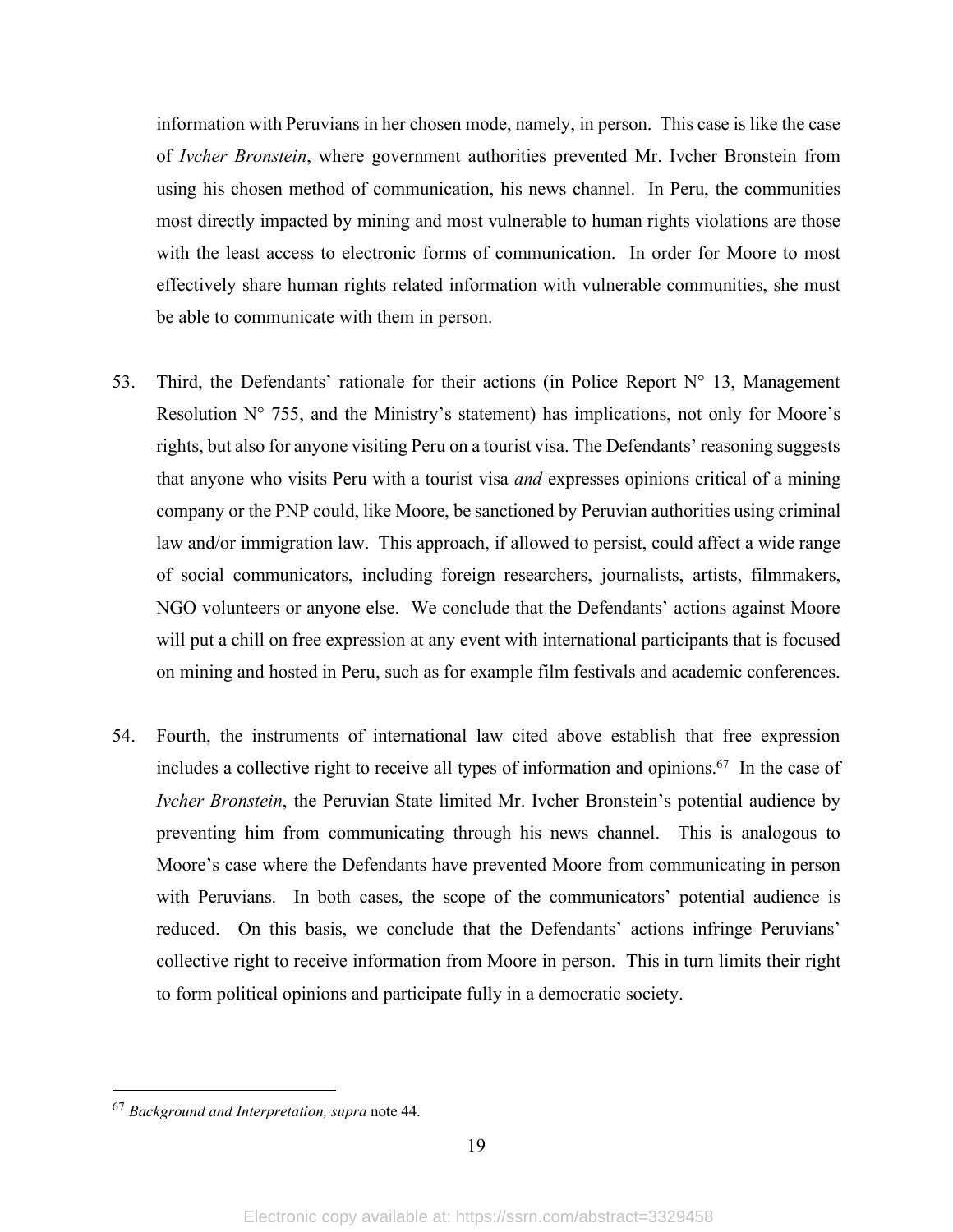information with Peruvians in her chosen mode, namely, in person. This case is like the case of *Ivcher Bronstein*, where government authorities prevented Mr. Ivcher Bronstein from using his chosen method of communication, his news channel. In Peru, the communities most directly impacted by mining and most vulnerable to human rights violations are those with the least access to electronic forms of communication. In order for Moore to most effectively share human rights related information with vulnerable communities, she must be able to communicate with them in person.

53. Third, the Defendants' rationale for their actions (in Police Report N° 13, Management Resolution N° 755, and the Ministry's statement) has implications, not only for Moore's rights, but also for anyone visiting Peru on a tourist visa. The Defendants' reasoning suggests that anyone who visits Peru with a tourist visa *and* expresses opinions critical of a mining company or the PNP could, like Moore, be sanctioned by Peruvian authorities using criminal law and/or immigration law. This approach, if allowed to persist, could affect a wide range of social communicators, including foreign researchers, journalists, artists, filmmakers, NGO volunteers or anyone else. We conclude that the Defendants' actions against Moore will put a chill on free expression at any event with international participants that is focused on mining and hosted in Peru, such as for example film festivals and academic conferences.

54. Fourth, the instruments of international law cited above establish that free expression includes a collective right to receive all types of information and opinions.[67] In the case of *Ivcher Bronstein*, the Peruvian State limited Mr. Ivcher Bronstein's potential audience by preventing him from communicating through his news channel. This is analogous to Moore's case where the Defendants have prevented Moore from communicating in person with Peruvians. In both cases, the scope of the communicators' potential audience is reduced. On this basis, we conclude that the Defendants' actions infringe Peruvians' collective right to receive information from Moore in person. This in turn limits their right to form political opinions and participate fully in a democratic society.

---

[67] *Background and Interpretation, supra* note 44.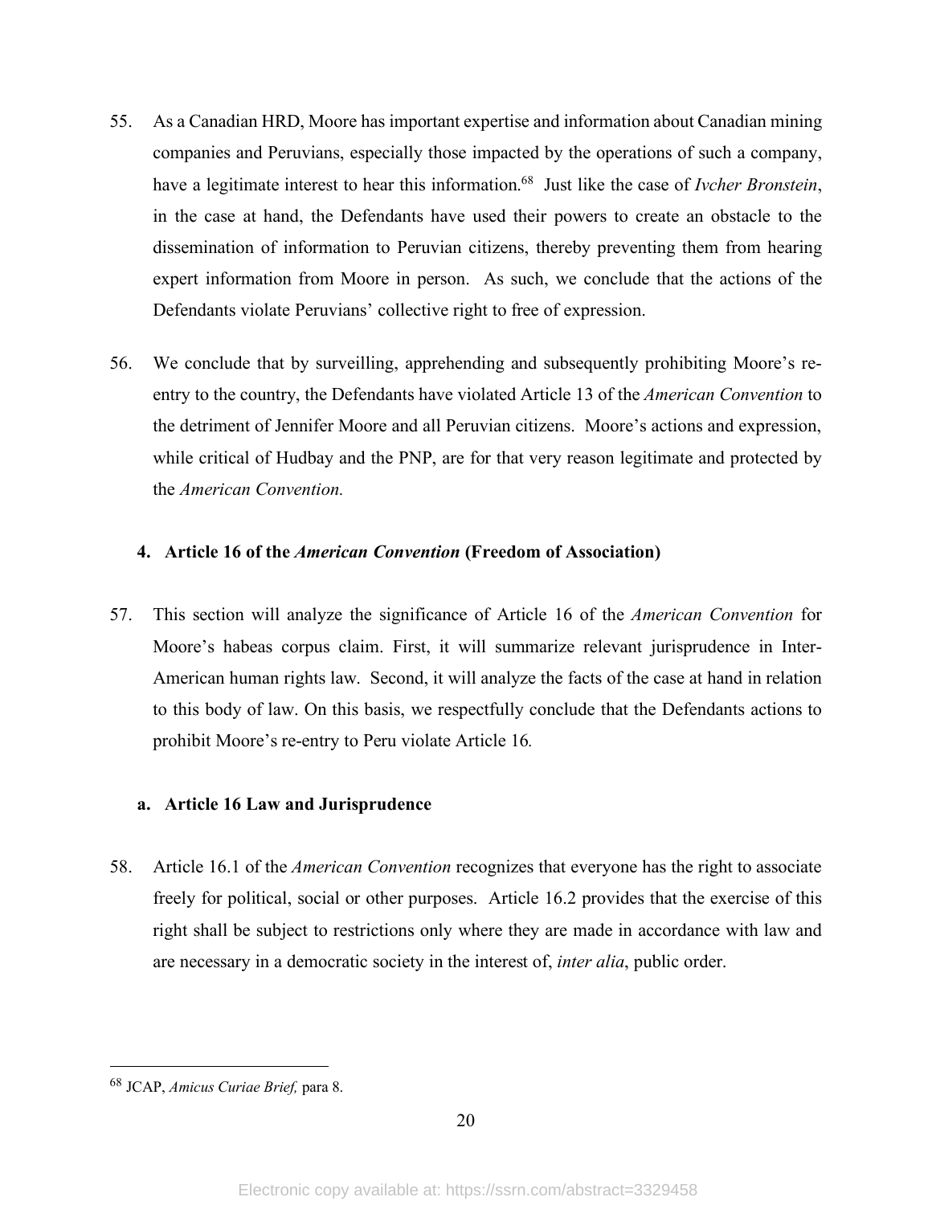55. As a Canadian HRD, Moore has important expertise and information about Canadian mining companies and Peruvians, especially those impacted by the operations of such a company, have a legitimate interest to hear this information.[68] Just like the case of *Ivcher Bronstein*, in the case at hand, the Defendants have used their powers to create an obstacle to the dissemination of information to Peruvian citizens, thereby preventing them from hearing expert information from Moore in person. As such, we conclude that the actions of the Defendants violate Peruvians' collective right to free of expression.

56. We conclude that by surveilling, apprehending and subsequently prohibiting Moore's re-entry to the country, the Defendants have violated Article 13 of the *American Convention* to the detriment of Jennifer Moore and all Peruvian citizens. Moore's actions and expression, while critical of Hudbay and the PNP, are for that very reason legitimate and protected by the *American Convention.*

### 4. Article 16 of the *American Convention* (Freedom of Association)

57. This section will analyze the significance of Article 16 of the *American Convention* for Moore's habeas corpus claim. First, it will summarize relevant jurisprudence in Inter-American human rights law. Second, it will analyze the facts of the case at hand in relation to this body of law. On this basis, we respectfully conclude that the Defendants actions to prohibit Moore's re-entry to Peru violate Article 16*.*

#### a. Article 16 Law and Jurisprudence

58. Article 16.1 of the *American Convention* recognizes that everyone has the right to associate freely for political, social or other purposes. Article 16.2 provides that the exercise of this right shall be subject to restrictions only where they are made in accordance with law and are necessary in a democratic society in the interest of, *inter alia*, public order.

---

[68] JCAP, *Amicus Curiae Brief,* para 8.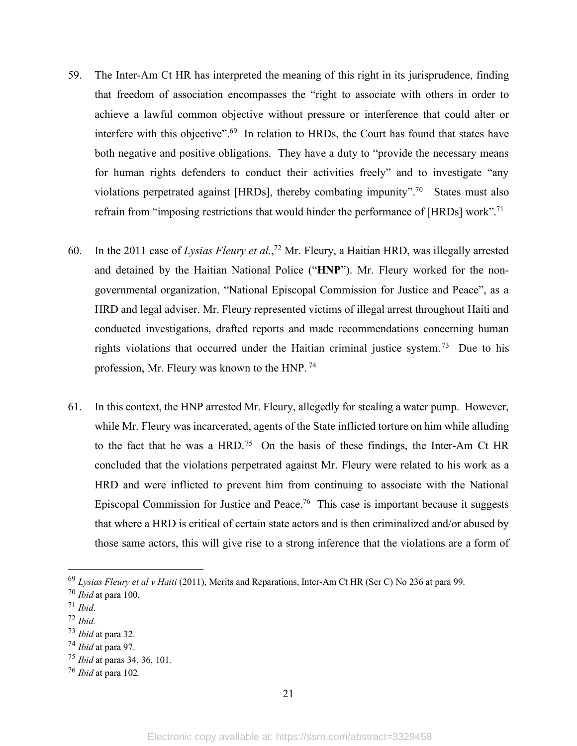59. The Inter-Am Ct HR has interpreted the meaning of this right in its jurisprudence, finding that freedom of association encompasses the "right to associate with others in order to achieve a lawful common objective without pressure or interference that could alter or interfere with this objective".[69] In relation to HRDs, the Court has found that states have both negative and positive obligations. They have a duty to "provide the necessary means for human rights defenders to conduct their activities freely" and to investigate "any violations perpetrated against [HRDs], thereby combating impunity".[70] States must also refrain from "imposing restrictions that would hinder the performance of [HRDs] work".[71]

60. In the 2011 case of *Lysias Fleury et al.*,[72] Mr. Fleury, a Haitian HRD, was illegally arrested and detained by the Haitian National Police ("**HNP**"). Mr. Fleury worked for the non-governmental organization, "National Episcopal Commission for Justice and Peace", as a HRD and legal adviser. Mr. Fleury represented victims of illegal arrest throughout Haiti and conducted investigations, drafted reports and made recommendations concerning human rights violations that occurred under the Haitian criminal justice system.[73] Due to his profession, Mr. Fleury was known to the HNP.[74]

61. In this context, the HNP arrested Mr. Fleury, allegedly for stealing a water pump. However, while Mr. Fleury was incarcerated, agents of the State inflicted torture on him while alluding to the fact that he was a HRD.[75] On the basis of these findings, the Inter-Am Ct HR concluded that the violations perpetrated against Mr. Fleury were related to his work as a HRD and were inflicted to prevent him from continuing to associate with the National Episcopal Commission for Justice and Peace.[76] This case is important because it suggests that where a HRD is critical of certain state actors and is then criminalized and/or abused by those same actors, this will give rise to a strong inference that the violations are a form of

---

[69] *Lysias Fleury et al v Haiti* (2011), Merits and Reparations, Inter-Am Ct HR (Ser C) No 236 at para 99.

[70] *Ibid* at para 100.

[71] *Ibid*.

[72] *Ibid.*

[73] *Ibid* at para 32.

[74] *Ibid* at para 97.

[75] *Ibid* at paras 34, 36, 101.

[76] *Ibid* at para 102.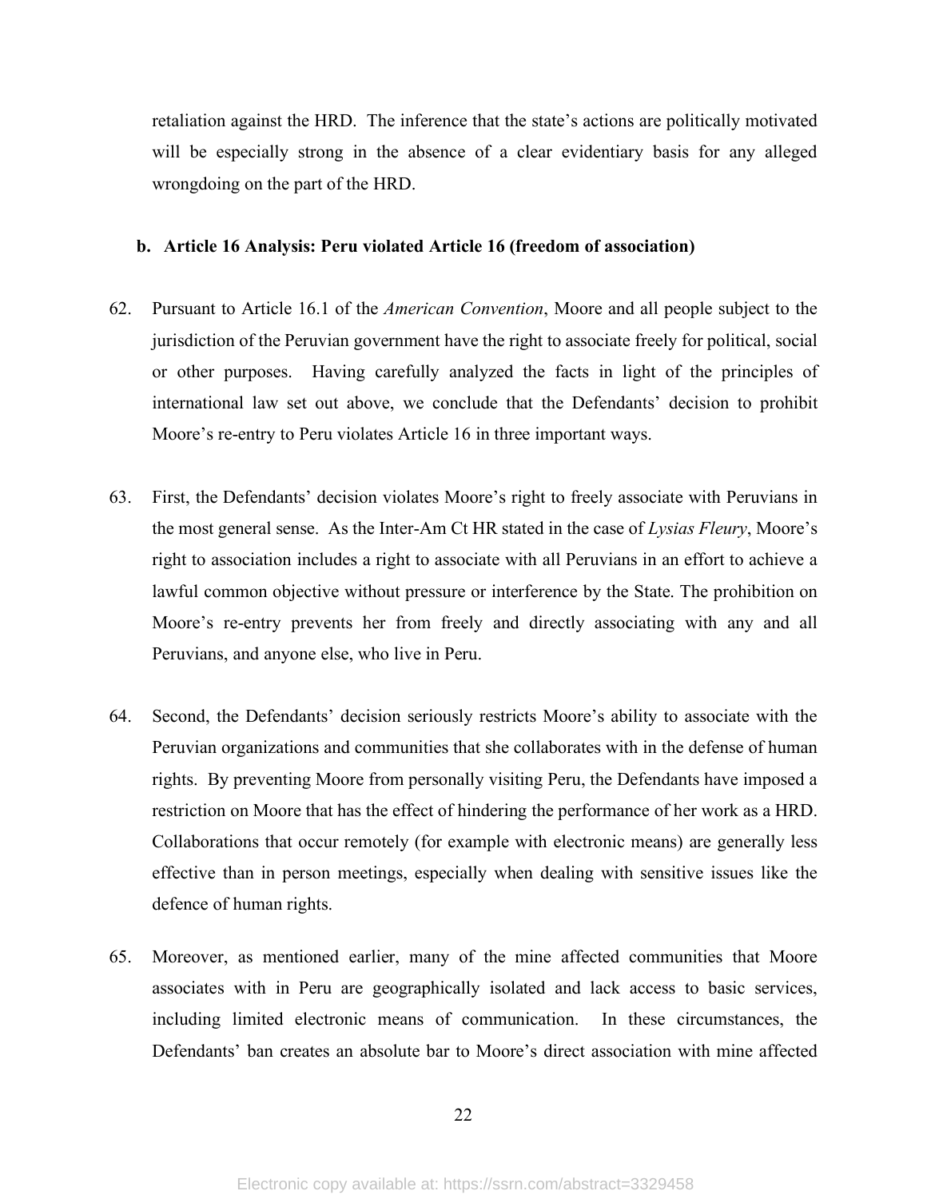retaliation against the HRD. The inference that the state's actions are politically motivated will be especially strong in the absence of a clear evidentiary basis for any alleged wrongdoing on the part of the HRD.

### b. Article 16 Analysis: Peru violated Article 16 (freedom of association)

62. Pursuant to Article 16.1 of the *American Convention*, Moore and all people subject to the jurisdiction of the Peruvian government have the right to associate freely for political, social or other purposes. Having carefully analyzed the facts in light of the principles of international law set out above, we conclude that the Defendants' decision to prohibit Moore's re-entry to Peru violates Article 16 in three important ways.

63. First, the Defendants' decision violates Moore's right to freely associate with Peruvians in the most general sense. As the Inter-Am Ct HR stated in the case of *Lysias Fleury*, Moore's right to association includes a right to associate with all Peruvians in an effort to achieve a lawful common objective without pressure or interference by the State. The prohibition on Moore's re-entry prevents her from freely and directly associating with any and all Peruvians, and anyone else, who live in Peru.

64. Second, the Defendants' decision seriously restricts Moore's ability to associate with the Peruvian organizations and communities that she collaborates with in the defense of human rights. By preventing Moore from personally visiting Peru, the Defendants have imposed a restriction on Moore that has the effect of hindering the performance of her work as a HRD. Collaborations that occur remotely (for example with electronic means) are generally less effective than in person meetings, especially when dealing with sensitive issues like the defence of human rights.

65. Moreover, as mentioned earlier, many of the mine affected communities that Moore associates with in Peru are geographically isolated and lack access to basic services, including limited electronic means of communication. In these circumstances, the Defendants' ban creates an absolute bar to Moore's direct association with mine affected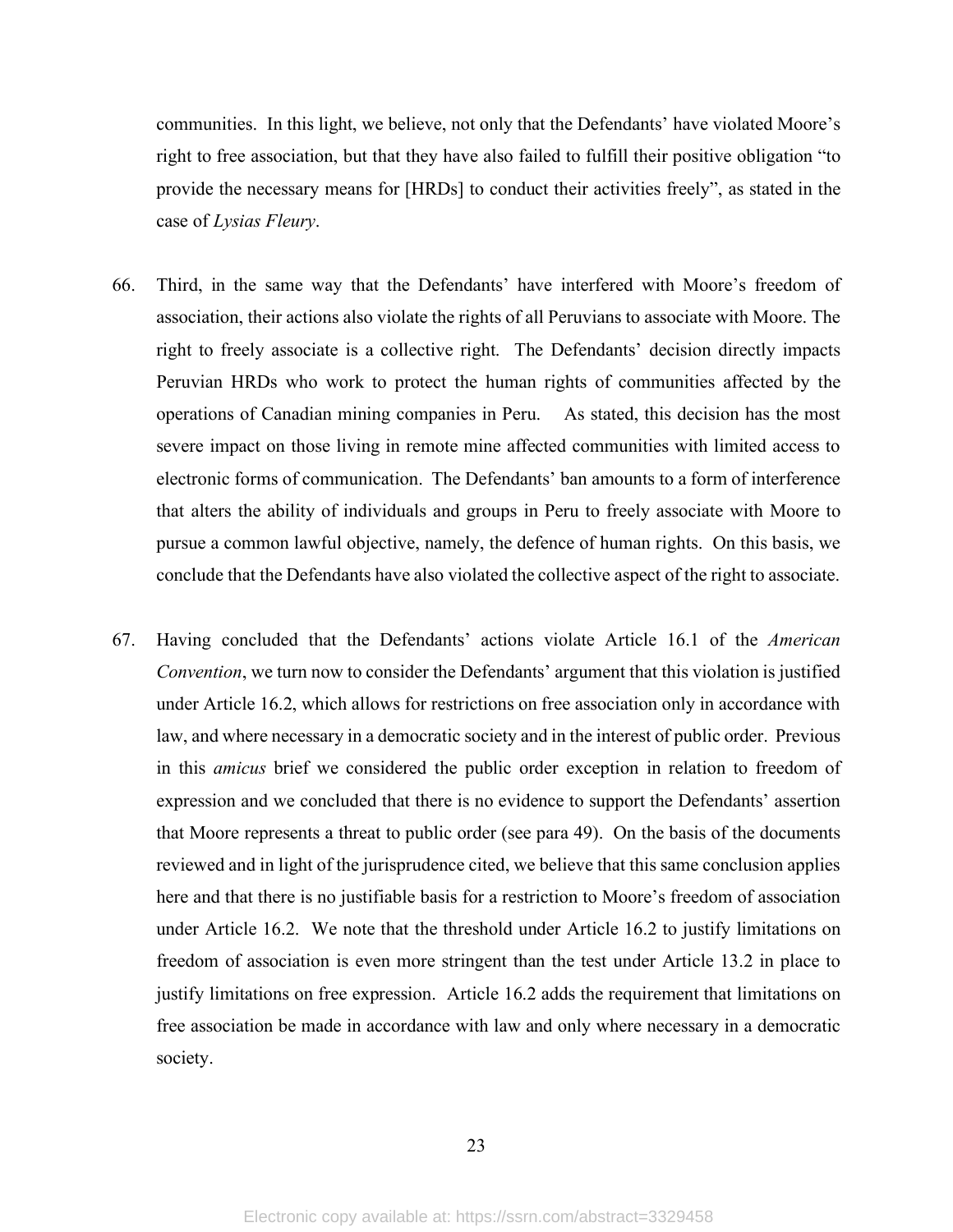communities. In this light, we believe, not only that the Defendants' have violated Moore's right to free association, but that they have also failed to fulfill their positive obligation "to provide the necessary means for [HRDs] to conduct their activities freely", as stated in the case of *Lysias Fleury*.

66. Third, in the same way that the Defendants' have interfered with Moore's freedom of association, their actions also violate the rights of all Peruvians to associate with Moore. The right to freely associate is a collective right. The Defendants' decision directly impacts Peruvian HRDs who work to protect the human rights of communities affected by the operations of Canadian mining companies in Peru. As stated, this decision has the most severe impact on those living in remote mine affected communities with limited access to electronic forms of communication. The Defendants' ban amounts to a form of interference that alters the ability of individuals and groups in Peru to freely associate with Moore to pursue a common lawful objective, namely, the defence of human rights. On this basis, we conclude that the Defendants have also violated the collective aspect of the right to associate.

67. Having concluded that the Defendants' actions violate Article 16.1 of the *American Convention*, we turn now to consider the Defendants' argument that this violation is justified under Article 16.2, which allows for restrictions on free association only in accordance with law, and where necessary in a democratic society and in the interest of public order. Previous in this *amicus* brief we considered the public order exception in relation to freedom of expression and we concluded that there is no evidence to support the Defendants' assertion that Moore represents a threat to public order (see para 49). On the basis of the documents reviewed and in light of the jurisprudence cited, we believe that this same conclusion applies here and that there is no justifiable basis for a restriction to Moore's freedom of association under Article 16.2. We note that the threshold under Article 16.2 to justify limitations on freedom of association is even more stringent than the test under Article 13.2 in place to justify limitations on free expression. Article 16.2 adds the requirement that limitations on free association be made in accordance with law and only where necessary in a democratic society.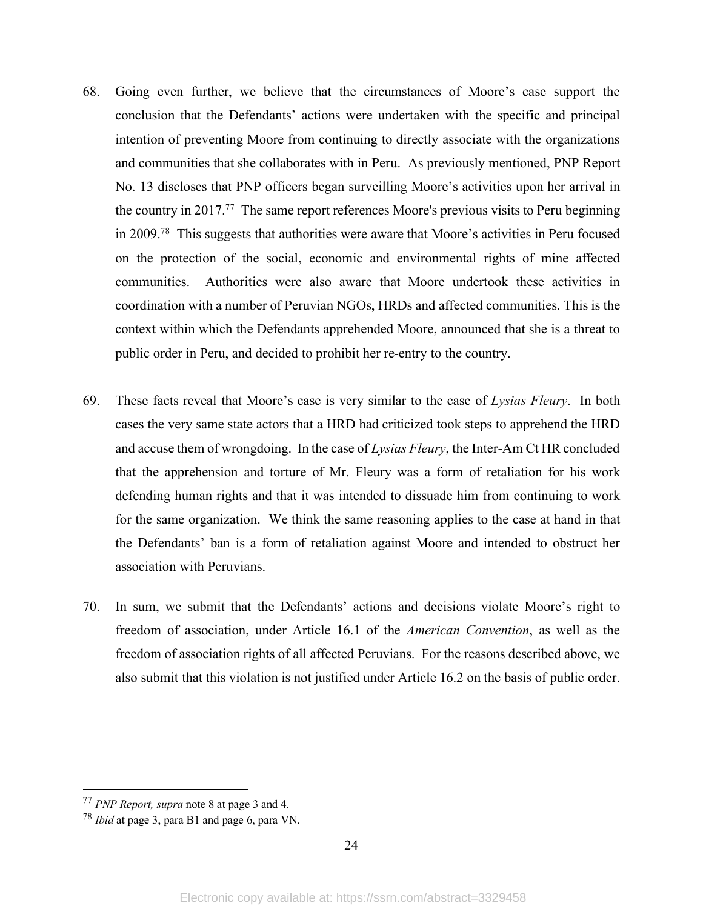68. Going even further, we believe that the circumstances of Moore's case support the conclusion that the Defendants' actions were undertaken with the specific and principal intention of preventing Moore from continuing to directly associate with the organizations and communities that she collaborates with in Peru. As previously mentioned, PNP Report No. 13 discloses that PNP officers began surveilling Moore's activities upon her arrival in the country in 2017.[77] The same report references Moore's previous visits to Peru beginning in 2009.[78] This suggests that authorities were aware that Moore's activities in Peru focused on the protection of the social, economic and environmental rights of mine affected communities. Authorities were also aware that Moore undertook these activities in coordination with a number of Peruvian NGOs, HRDs and affected communities. This is the context within which the Defendants apprehended Moore, announced that she is a threat to public order in Peru, and decided to prohibit her re-entry to the country.

69. These facts reveal that Moore's case is very similar to the case of *Lysias Fleury*. In both cases the very same state actors that a HRD had criticized took steps to apprehend the HRD and accuse them of wrongdoing. In the case of *Lysias Fleury*, the Inter-Am Ct HR concluded that the apprehension and torture of Mr. Fleury was a form of retaliation for his work defending human rights and that it was intended to dissuade him from continuing to work for the same organization. We think the same reasoning applies to the case at hand in that the Defendants' ban is a form of retaliation against Moore and intended to obstruct her association with Peruvians.

70. In sum, we submit that the Defendants' actions and decisions violate Moore's right to freedom of association, under Article 16.1 of the *American Convention*, as well as the freedom of association rights of all affected Peruvians. For the reasons described above, we also submit that this violation is not justified under Article 16.2 on the basis of public order.

---

[77] *PNP Report, supra* note 8 at page 3 and 4.

[78] *Ibid* at page 3, para B1 and page 6, para VN.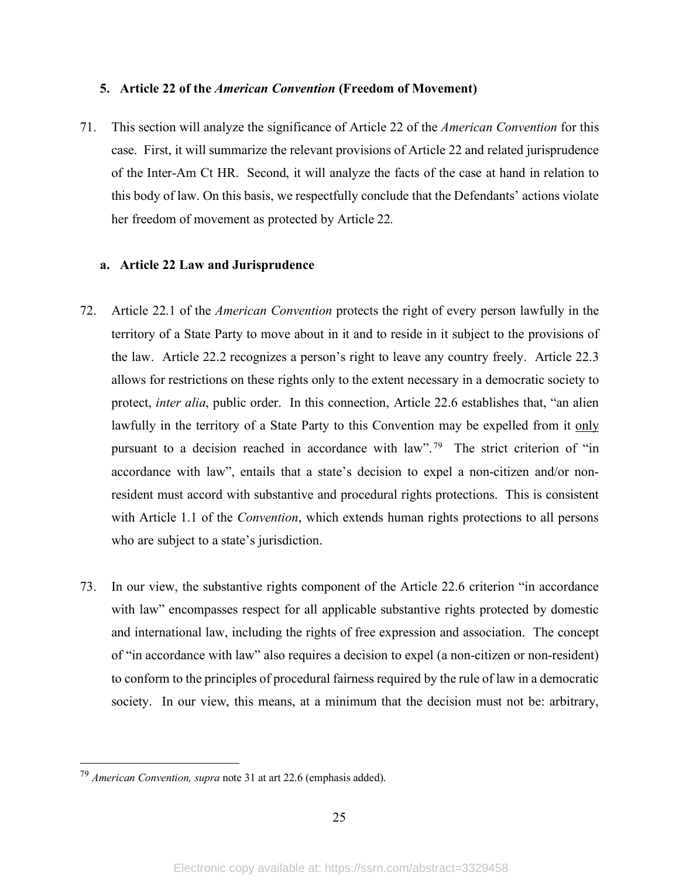### 5. Article 22 of the *American Convention* (Freedom of Movement)

71. This section will analyze the significance of Article 22 of the *American Convention* for this case. First, it will summarize the relevant provisions of Article 22 and related jurisprudence of the Inter-Am Ct HR. Second, it will analyze the facts of the case at hand in relation to this body of law. On this basis, we respectfully conclude that the Defendants' actions violate her freedom of movement as protected by Article 22.

#### a. Article 22 Law and Jurisprudence

72. Article 22.1 of the *American Convention* protects the right of every person lawfully in the territory of a State Party to move about in it and to reside in it subject to the provisions of the law. Article 22.2 recognizes a person's right to leave any country freely. Article 22.3 allows for restrictions on these rights only to the extent necessary in a democratic society to protect, *inter alia*, public order. In this connection, Article 22.6 establishes that, "an alien lawfully in the territory of a State Party to this Convention may be expelled from it <u>only</u> pursuant to a decision reached in accordance with law".[79] The strict criterion of "in accordance with law", entails that a state's decision to expel a non-citizen and/or non-resident must accord with substantive and procedural rights protections. This is consistent with Article 1.1 of the *Convention*, which extends human rights protections to all persons who are subject to a state's jurisdiction.

73. In our view, the substantive rights component of the Article 22.6 criterion "in accordance with law" encompasses respect for all applicable substantive rights protected by domestic and international law, including the rights of free expression and association. The concept of "in accordance with law" also requires a decision to expel (a non-citizen or non-resident) to conform to the principles of procedural fairness required by the rule of law in a democratic society. In our view, this means, at a minimum that the decision must not be: arbitrary,

---

[79] *American Convention, supra* note 31 at art 22.6 (emphasis added).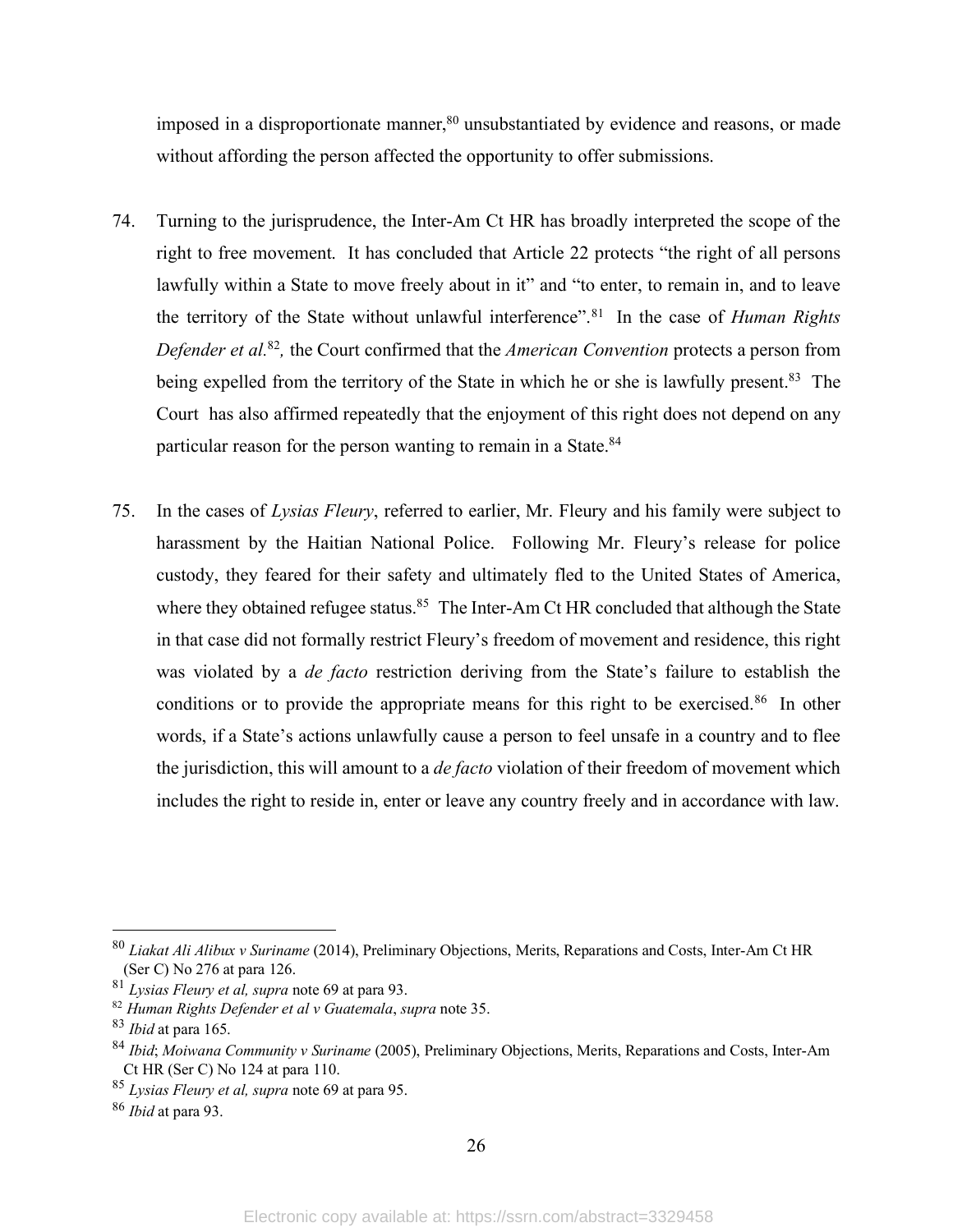imposed in a disproportionate manner,[80] unsubstantiated by evidence and reasons, or made without affording the person affected the opportunity to offer submissions.

74. Turning to the jurisprudence, the Inter-Am Ct HR has broadly interpreted the scope of the right to free movement. It has concluded that Article 22 protects "the right of all persons lawfully within a State to move freely about in it" and "to enter, to remain in, and to leave the territory of the State without unlawful interference".[81] In the case of *Human Rights Defender et al.*[82], the Court confirmed that the *American Convention* protects a person from being expelled from the territory of the State in which he or she is lawfully present.[83] The Court has also affirmed repeatedly that the enjoyment of this right does not depend on any particular reason for the person wanting to remain in a State.[84]

75. In the cases of *Lysias Fleury*, referred to earlier, Mr. Fleury and his family were subject to harassment by the Haitian National Police. Following Mr. Fleury's release for police custody, they feared for their safety and ultimately fled to the United States of America, where they obtained refugee status.[85] The Inter-Am Ct HR concluded that although the State in that case did not formally restrict Fleury's freedom of movement and residence, this right was violated by a *de facto* restriction deriving from the State's failure to establish the conditions or to provide the appropriate means for this right to be exercised.[86] In other words, if a State's actions unlawfully cause a person to feel unsafe in a country and to flee the jurisdiction, this will amount to a *de facto* violation of their freedom of movement which includes the right to reside in, enter or leave any country freely and in accordance with law.

---

[80] *Liakat Ali Alibux v Suriname* (2014), Preliminary Objections, Merits, Reparations and Costs, Inter-Am Ct HR (Ser C) No 276 at para 126.

[81] *Lysias Fleury et al, supra* note 69 at para 93.

[82] *Human Rights Defender et al v Guatemala*, *supra* note 35.

[83] *Ibid* at para 165.

[84] *Ibid*; *Moiwana Community v Suriname* (2005), Preliminary Objections, Merits, Reparations and Costs, Inter-Am Ct HR (Ser C) No 124 at para 110.

[85] *Lysias Fleury et al, supra* note 69 at para 95.

[86] *Ibid* at para 93.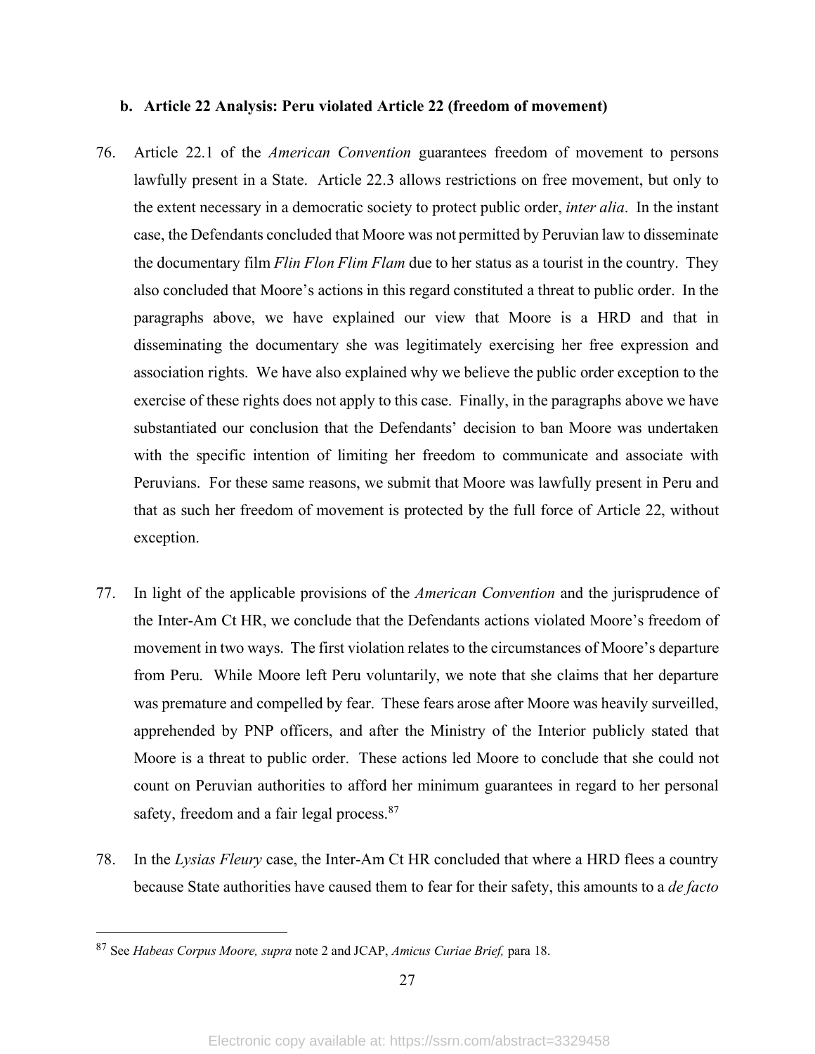#### b. Article 22 Analysis: Peru violated Article 22 (freedom of movement)

76. Article 22.1 of the *American Convention* guarantees freedom of movement to persons lawfully present in a State. Article 22.3 allows restrictions on free movement, but only to the extent necessary in a democratic society to protect public order, *inter alia*. In the instant case, the Defendants concluded that Moore was not permitted by Peruvian law to disseminate the documentary film *Flin Flon Flim Flam* due to her status as a tourist in the country. They also concluded that Moore's actions in this regard constituted a threat to public order. In the paragraphs above, we have explained our view that Moore is a HRD and that in disseminating the documentary she was legitimately exercising her free expression and association rights. We have also explained why we believe the public order exception to the exercise of these rights does not apply to this case. Finally, in the paragraphs above we have substantiated our conclusion that the Defendants' decision to ban Moore was undertaken with the specific intention of limiting her freedom to communicate and associate with Peruvians. For these same reasons, we submit that Moore was lawfully present in Peru and that as such her freedom of movement is protected by the full force of Article 22, without exception.

77. In light of the applicable provisions of the *American Convention* and the jurisprudence of the Inter-Am Ct HR, we conclude that the Defendants actions violated Moore's freedom of movement in two ways. The first violation relates to the circumstances of Moore's departure from Peru. While Moore left Peru voluntarily, we note that she claims that her departure was premature and compelled by fear. These fears arose after Moore was heavily surveilled, apprehended by PNP officers, and after the Ministry of the Interior publicly stated that Moore is a threat to public order. These actions led Moore to conclude that she could not count on Peruvian authorities to afford her minimum guarantees in regard to her personal safety, freedom and a fair legal process.[87]

78. In the *Lysias Fleury* case, the Inter-Am Ct HR concluded that where a HRD flees a country because State authorities have caused them to fear for their safety, this amounts to a *de facto*

---

[87] See *Habeas Corpus Moore, supra* note 2 and JCAP, *Amicus Curiae Brief,* para 18.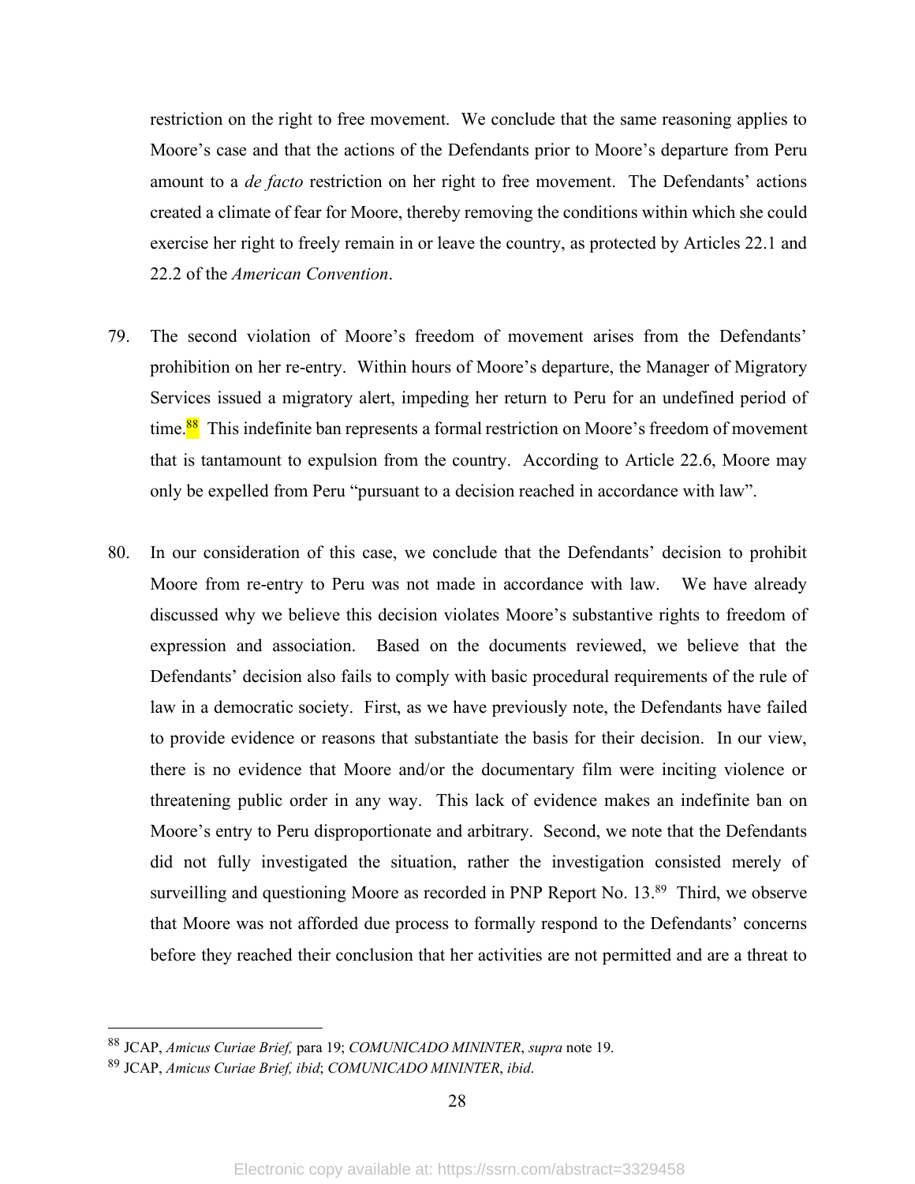restriction on the right to free movement. We conclude that the same reasoning applies to Moore's case and that the actions of the Defendants prior to Moore's departure from Peru amount to a *de facto* restriction on her right to free movement. The Defendants' actions created a climate of fear for Moore, thereby removing the conditions within which she could exercise her right to freely remain in or leave the country, as protected by Articles 22.1 and 22.2 of the *American Convention*.

79. The second violation of Moore's freedom of movement arises from the Defendants' prohibition on her re-entry. Within hours of Moore's departure, the Manager of Migratory Services issued a migratory alert, impeding her return to Peru for an undefined period of time.[88] This indefinite ban represents a formal restriction on Moore's freedom of movement that is tantamount to expulsion from the country. According to Article 22.6, Moore may only be expelled from Peru "pursuant to a decision reached in accordance with law".

80. In our consideration of this case, we conclude that the Defendants' decision to prohibit Moore from re-entry to Peru was not made in accordance with law. We have already discussed why we believe this decision violates Moore's substantive rights to freedom of expression and association. Based on the documents reviewed, we believe that the Defendants' decision also fails to comply with basic procedural requirements of the rule of law in a democratic society. First, as we have previously note, the Defendants have failed to provide evidence or reasons that substantiate the basis for their decision. In our view, there is no evidence that Moore and/or the documentary film were inciting violence or threatening public order in any way. This lack of evidence makes an indefinite ban on Moore's entry to Peru disproportionate and arbitrary. Second, we note that the Defendants did not fully investigated the situation, rather the investigation consisted merely of surveilling and questioning Moore as recorded in PNP Report No. 13.[89] Third, we observe that Moore was not afforded due process to formally respond to the Defendants' concerns before they reached their conclusion that her activities are not permitted and are a threat to

---

[88] JCAP, *Amicus Curiae Brief,* para 19; *COMUNICADO MININTER*, *supra* note 19.

[89] JCAP, *Amicus Curiae Brief, ibid*; *COMUNICADO MININTER*, *ibid*.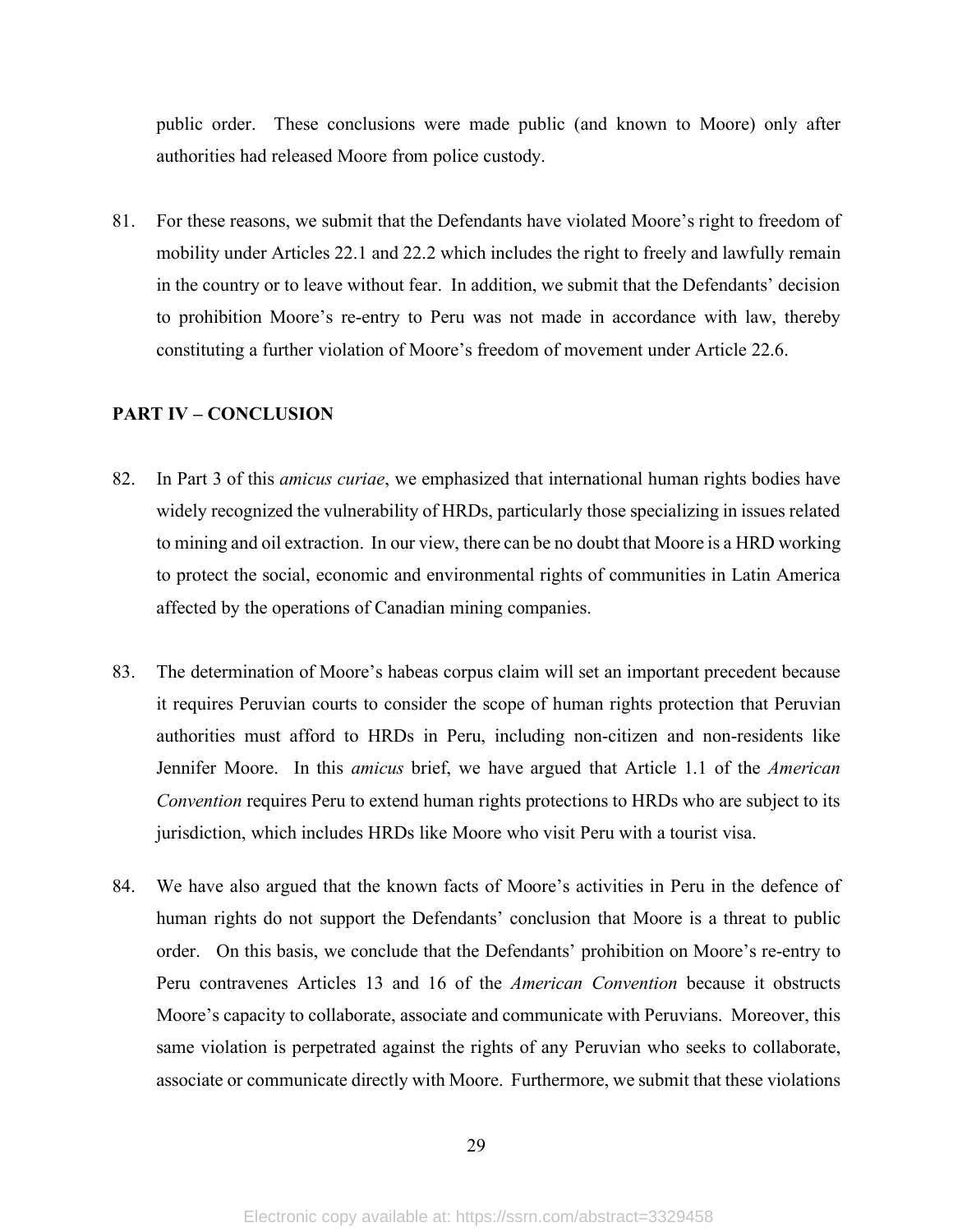public order. These conclusions were made public (and known to Moore) only after authorities had released Moore from police custody.

81. For these reasons, we submit that the Defendants have violated Moore's right to freedom of mobility under Articles 22.1 and 22.2 which includes the right to freely and lawfully remain in the country or to leave without fear. In addition, we submit that the Defendants' decision to prohibition Moore's re-entry to Peru was not made in accordance with law, thereby constituting a further violation of Moore's freedom of movement under Article 22.6.

## PART IV – CONCLUSION

82. In Part 3 of this *amicus curiae*, we emphasized that international human rights bodies have widely recognized the vulnerability of HRDs, particularly those specializing in issues related to mining and oil extraction. In our view, there can be no doubt that Moore is a HRD working to protect the social, economic and environmental rights of communities in Latin America affected by the operations of Canadian mining companies.

83. The determination of Moore's habeas corpus claim will set an important precedent because it requires Peruvian courts to consider the scope of human rights protection that Peruvian authorities must afford to HRDs in Peru, including non-citizen and non-residents like Jennifer Moore. In this *amicus* brief, we have argued that Article 1.1 of the *American Convention* requires Peru to extend human rights protections to HRDs who are subject to its jurisdiction, which includes HRDs like Moore who visit Peru with a tourist visa.

84. We have also argued that the known facts of Moore's activities in Peru in the defence of human rights do not support the Defendants' conclusion that Moore is a threat to public order. On this basis, we conclude that the Defendants' prohibition on Moore's re-entry to Peru contravenes Articles 13 and 16 of the *American Convention* because it obstructs Moore's capacity to collaborate, associate and communicate with Peruvians. Moreover, this same violation is perpetrated against the rights of any Peruvian who seeks to collaborate, associate or communicate directly with Moore. Furthermore, we submit that these violations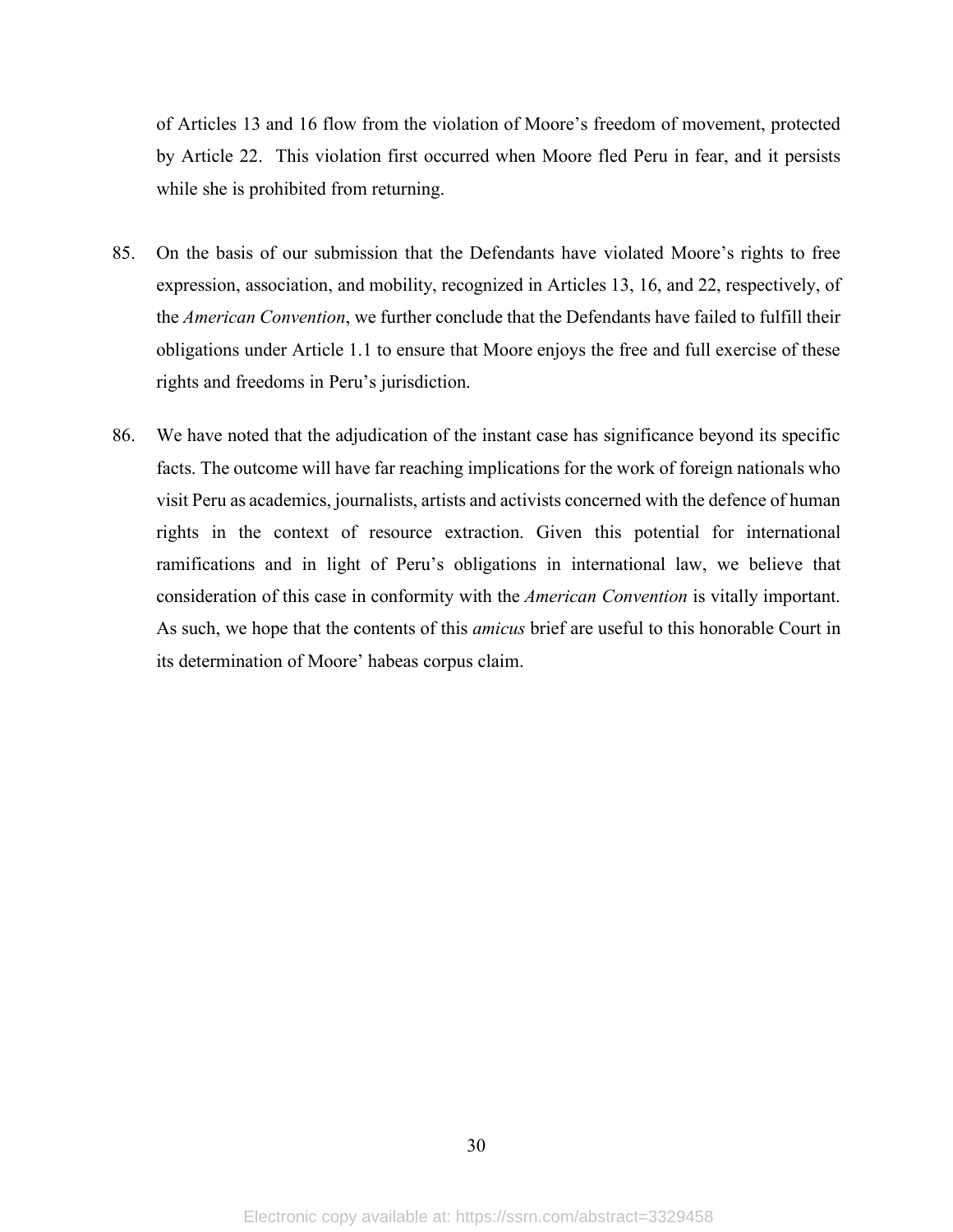of Articles 13 and 16 flow from the violation of Moore's freedom of movement, protected by Article 22. This violation first occurred when Moore fled Peru in fear, and it persists while she is prohibited from returning.

85. On the basis of our submission that the Defendants have violated Moore's rights to free expression, association, and mobility, recognized in Articles 13, 16, and 22, respectively, of the *American Convention*, we further conclude that the Defendants have failed to fulfill their obligations under Article 1.1 to ensure that Moore enjoys the free and full exercise of these rights and freedoms in Peru's jurisdiction.

86. We have noted that the adjudication of the instant case has significance beyond its specific facts. The outcome will have far reaching implications for the work of foreign nationals who visit Peru as academics, journalists, artists and activists concerned with the defence of human rights in the context of resource extraction. Given this potential for international ramifications and in light of Peru's obligations in international law, we believe that consideration of this case in conformity with the *American Convention* is vitally important. As such, we hope that the contents of this *amicus* brief are useful to this honorable Court in its determination of Moore' habeas corpus claim.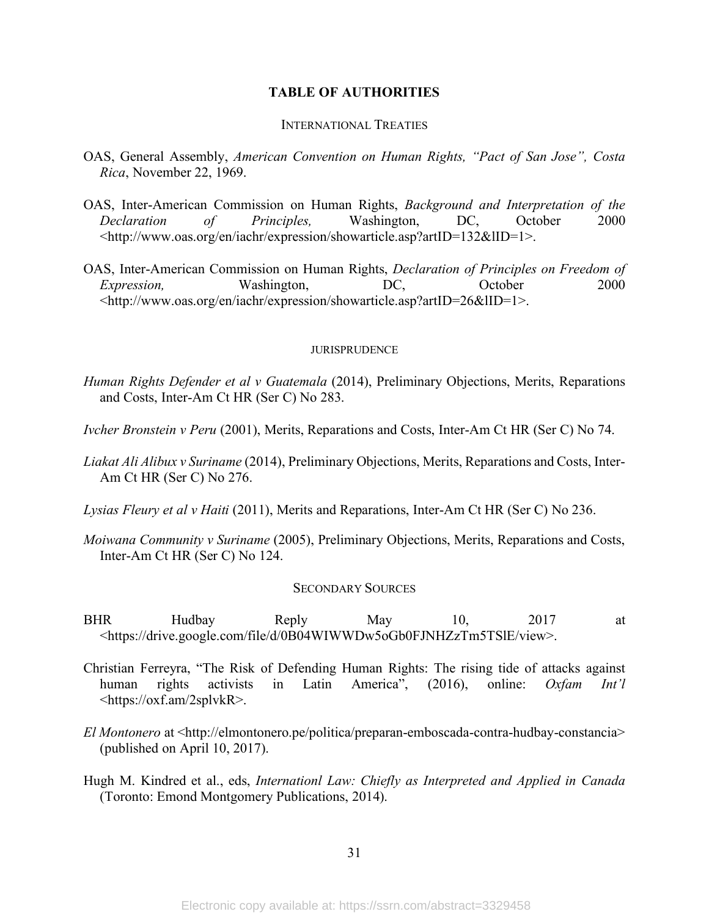## TABLE OF AUTHORITIES

### INTERNATIONAL TREATIES

OAS, General Assembly, *American Convention on Human Rights, "Pact of San Jose", Costa Rica*, November 22, 1969.

OAS, Inter-American Commission on Human Rights, *Background and Interpretation of the Declaration of Principles,* Washington, DC, October 2000 <http://www.oas.org/en/iachr/expression/showarticle.asp?artID=132&lID=1>.

OAS, Inter-American Commission on Human Rights, *Declaration of Principles on Freedom of Expression,* Washington, DC, October 2000 <http://www.oas.org/en/iachr/expression/showarticle.asp?artID=26&lID=1>.

### JURISPRUDENCE

*Human Rights Defender et al v Guatemala* (2014), Preliminary Objections, Merits, Reparations and Costs, Inter-Am Ct HR (Ser C) No 283.

*Ivcher Bronstein v Peru* (2001), Merits, Reparations and Costs, Inter-Am Ct HR (Ser C) No 74.

*Liakat Ali Alibux v Suriname* (2014), Preliminary Objections, Merits, Reparations and Costs, Inter-Am Ct HR (Ser C) No 276.

*Lysias Fleury et al v Haiti* (2011), Merits and Reparations, Inter-Am Ct HR (Ser C) No 236.

*Moiwana Community v Suriname* (2005), Preliminary Objections, Merits, Reparations and Costs, Inter-Am Ct HR (Ser C) No 124.

### SECONDARY SOURCES

BHR Hudbay Reply May 10, 2017 at <https://drive.google.com/file/d/0B04WIWWDw5oGb0FJNHZzTm5TSlE/view>.

Christian Ferreyra, "The Risk of Defending Human Rights: The rising tide of attacks against human rights activists in Latin America", (2016), online: *Oxfam Int'l* <https://oxf.am/2splvkR>.

*El Montonero* at <http://elmontonero.pe/politica/preparan-emboscada-contra-hudbay-constancia> (published on April 10, 2017).

Hugh M. Kindred et al., eds, *Internationl Law: Chiefly as Interpreted and Applied in Canada* (Toronto: Emond Montgomery Publications, 2014).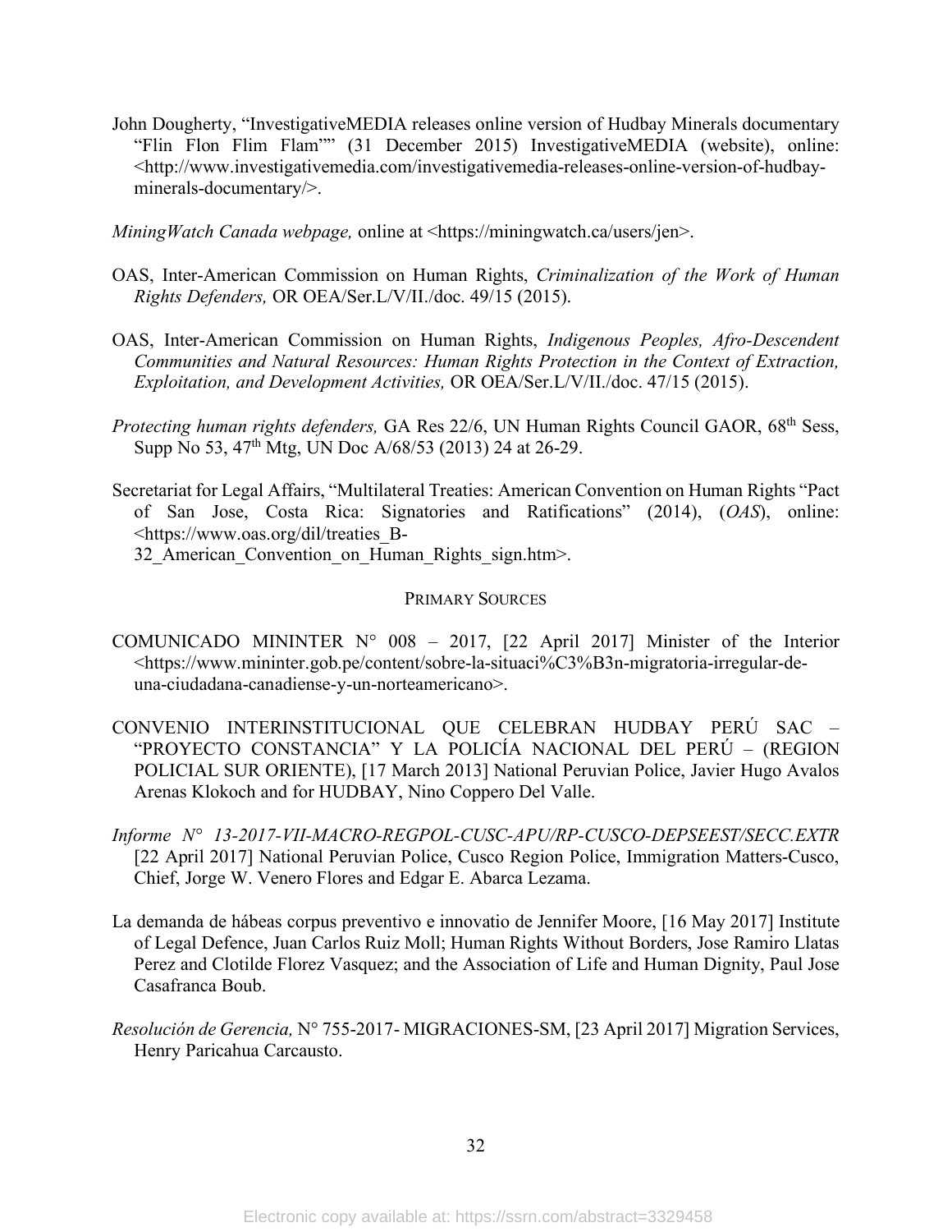John Dougherty, "InvestigativeMEDIA releases online version of Hudbay Minerals documentary "Flin Flon Flim Flam"" (31 December 2015) InvestigativeMEDIA (website), online: <http://www.investigativemedia.com/investigativemedia-releases-online-version-of-hudbay-minerals-documentary/>.

*MiningWatch Canada webpage,* online at <https://miningwatch.ca/users/jen>.

OAS, Inter-American Commission on Human Rights, *Criminalization of the Work of Human Rights Defenders,* OR OEA/Ser.L/V/II./doc. 49/15 (2015).

OAS, Inter-American Commission on Human Rights, *Indigenous Peoples, Afro-Descendent Communities and Natural Resources: Human Rights Protection in the Context of Extraction, Exploitation, and Development Activities,* OR OEA/Ser.L/V/II./doc. 47/15 (2015).

*Protecting human rights defenders,* GA Res 22/6, UN Human Rights Council GAOR, 68th Sess, Supp No 53, 47th Mtg, UN Doc A/68/53 (2013) 24 at 26-29.

Secretariat for Legal Affairs, "Multilateral Treaties: American Convention on Human Rights "Pact of San Jose, Costa Rica: Signatories and Ratifications" (2014), (*OAS*), online: <https://www.oas.org/dil/treaties_B-32_American_Convention_on_Human_Rights_sign.htm>.

## PRIMARY SOURCES

COMUNICADO MININTER N° 008 – 2017, [22 April 2017] Minister of the Interior <https://www.mininter.gob.pe/content/sobre-la-situaci%C3%B3n-migratoria-irregular-de-una-ciudadana-canadiense-y-un-norteamericano>.

CONVENIO INTERINSTITUCIONAL QUE CELEBRAN HUDBAY PERÚ SAC – "PROYECTO CONSTANCIA" Y LA POLICÍA NACIONAL DEL PERÚ – (REGION POLICIAL SUR ORIENTE), [17 March 2013] National Peruvian Police, Javier Hugo Avalos Arenas Klokoch and for HUDBAY, Nino Coppero Del Valle.

*Informe N° 13-2017-VII-MACRO-REGPOL-CUSC-APU/RP-CUSCO-DEPSEEST/SECC.EXTR* [22 April 2017] National Peruvian Police, Cusco Region Police, Immigration Matters-Cusco, Chief, Jorge W. Venero Flores and Edgar E. Abarca Lezama.

La demanda de hábeas corpus preventivo e innovatio de Jennifer Moore, [16 May 2017] Institute of Legal Defence, Juan Carlos Ruiz Moll; Human Rights Without Borders, Jose Ramiro Llatas Perez and Clotilde Florez Vasquez; and the Association of Life and Human Dignity, Paul Jose Casafranca Boub.

*Resolución de Gerencia,* N° 755-2017- MIGRACIONES-SM, [23 April 2017] Migration Services, Henry Paricahua Carcausto.